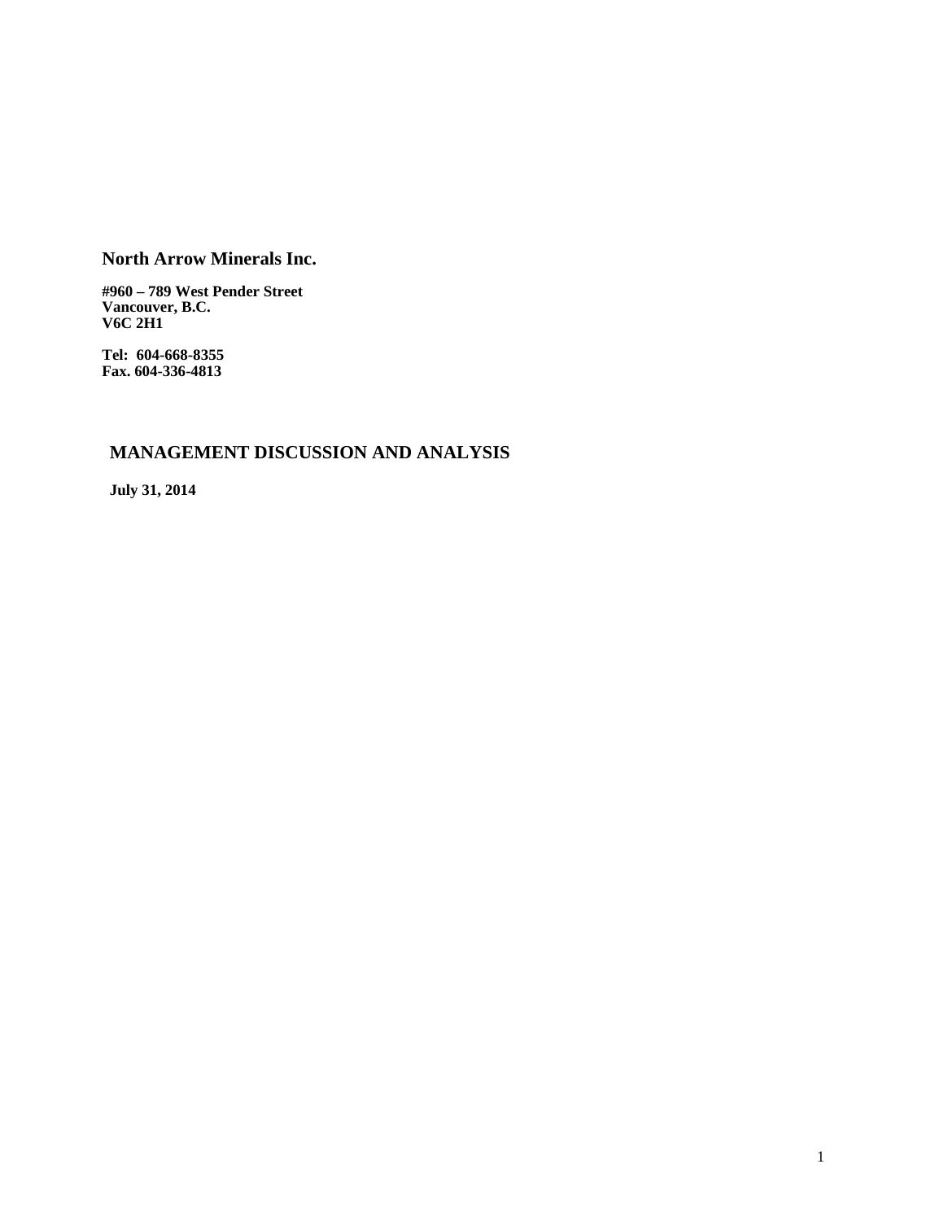# North Arrow Minerals Inc.

**#960 – 789 West Pender Street**
**Vancouver, B.C.**
**V6C 2H1**

**Tel: 604-668-8355**
**Fax. 604-336-4813**

## MANAGEMENT DISCUSSION AND ANALYSIS

**July 31, 2014**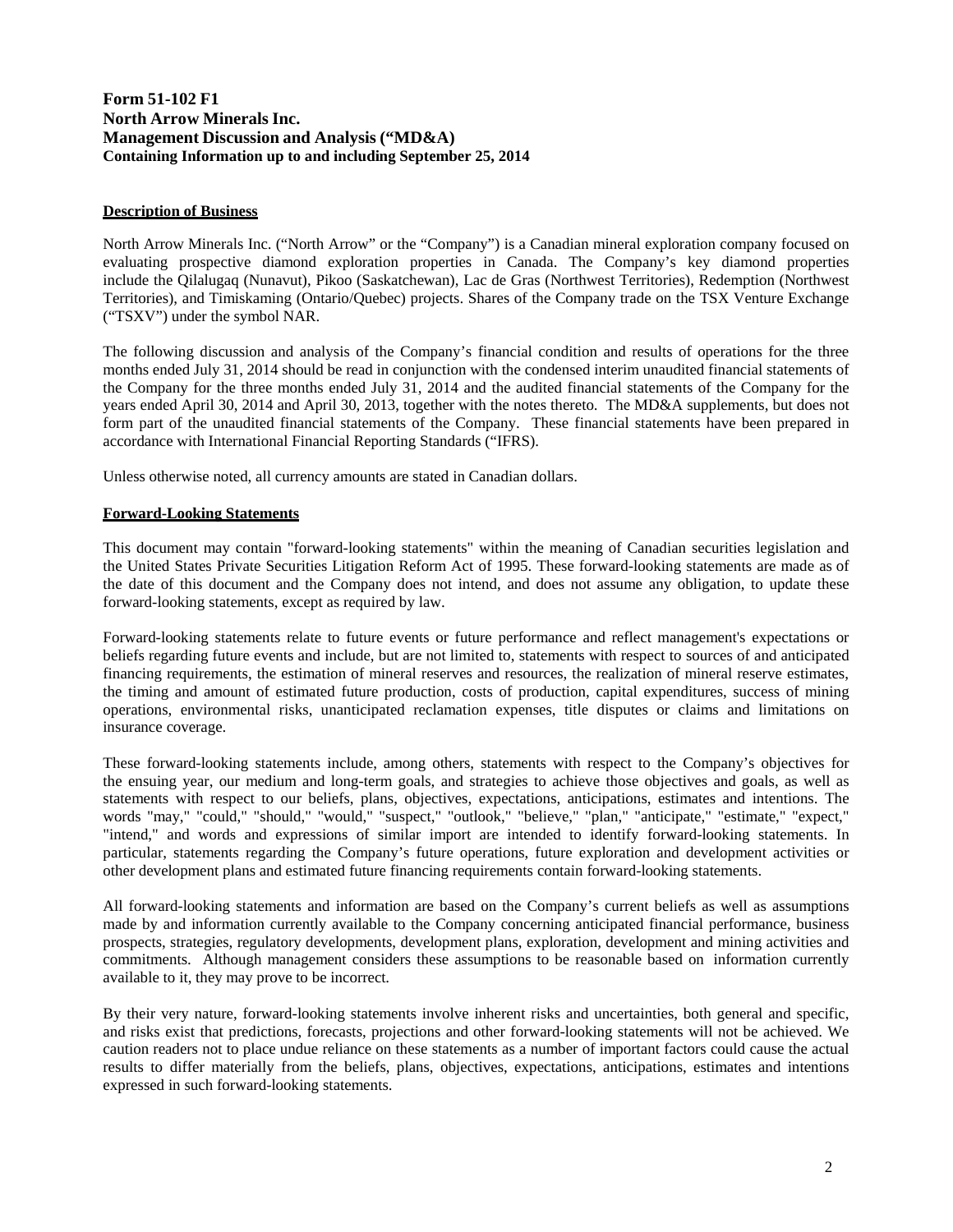**Form 51-102 F1**
**North Arrow Minerals Inc.**
**Management Discussion and Analysis ("MD&A)**
**Containing Information up to and including September 25, 2014**

## Description of Business

North Arrow Minerals Inc. ("North Arrow" or the "Company") is a Canadian mineral exploration company focused on evaluating prospective diamond exploration properties in Canada. The Company's key diamond properties include the Qilalugaq (Nunavut), Pikoo (Saskatchewan), Lac de Gras (Northwest Territories), Redemption (Northwest Territories), and Timiskaming (Ontario/Quebec) projects. Shares of the Company trade on the TSX Venture Exchange ("TSXV") under the symbol NAR.

The following discussion and analysis of the Company's financial condition and results of operations for the three months ended July 31, 2014 should be read in conjunction with the condensed interim unaudited financial statements of the Company for the three months ended July 31, 2014 and the audited financial statements of the Company for the years ended April 30, 2014 and April 30, 2013, together with the notes thereto. The MD&A supplements, but does not form part of the unaudited financial statements of the Company. These financial statements have been prepared in accordance with International Financial Reporting Standards ("IFRS).

Unless otherwise noted, all currency amounts are stated in Canadian dollars.

## Forward-Looking Statements

This document may contain "forward-looking statements" within the meaning of Canadian securities legislation and the United States Private Securities Litigation Reform Act of 1995. These forward-looking statements are made as of the date of this document and the Company does not intend, and does not assume any obligation, to update these forward-looking statements, except as required by law.

Forward-looking statements relate to future events or future performance and reflect management's expectations or beliefs regarding future events and include, but are not limited to, statements with respect to sources of and anticipated financing requirements, the estimation of mineral reserves and resources, the realization of mineral reserve estimates, the timing and amount of estimated future production, costs of production, capital expenditures, success of mining operations, environmental risks, unanticipated reclamation expenses, title disputes or claims and limitations on insurance coverage.

These forward-looking statements include, among others, statements with respect to the Company's objectives for the ensuing year, our medium and long-term goals, and strategies to achieve those objectives and goals, as well as statements with respect to our beliefs, plans, objectives, expectations, anticipations, estimates and intentions. The words "may," "could," "should," "would," "suspect," "outlook," "believe," "plan," "anticipate," "estimate," "expect," "intend," and words and expressions of similar import are intended to identify forward-looking statements. In particular, statements regarding the Company's future operations, future exploration and development activities or other development plans and estimated future financing requirements contain forward-looking statements.

All forward-looking statements and information are based on the Company's current beliefs as well as assumptions made by and information currently available to the Company concerning anticipated financial performance, business prospects, strategies, regulatory developments, development plans, exploration, development and mining activities and commitments. Although management considers these assumptions to be reasonable based on information currently available to it, they may prove to be incorrect.

By their very nature, forward-looking statements involve inherent risks and uncertainties, both general and specific, and risks exist that predictions, forecasts, projections and other forward-looking statements will not be achieved. We caution readers not to place undue reliance on these statements as a number of important factors could cause the actual results to differ materially from the beliefs, plans, objectives, expectations, anticipations, estimates and intentions expressed in such forward-looking statements.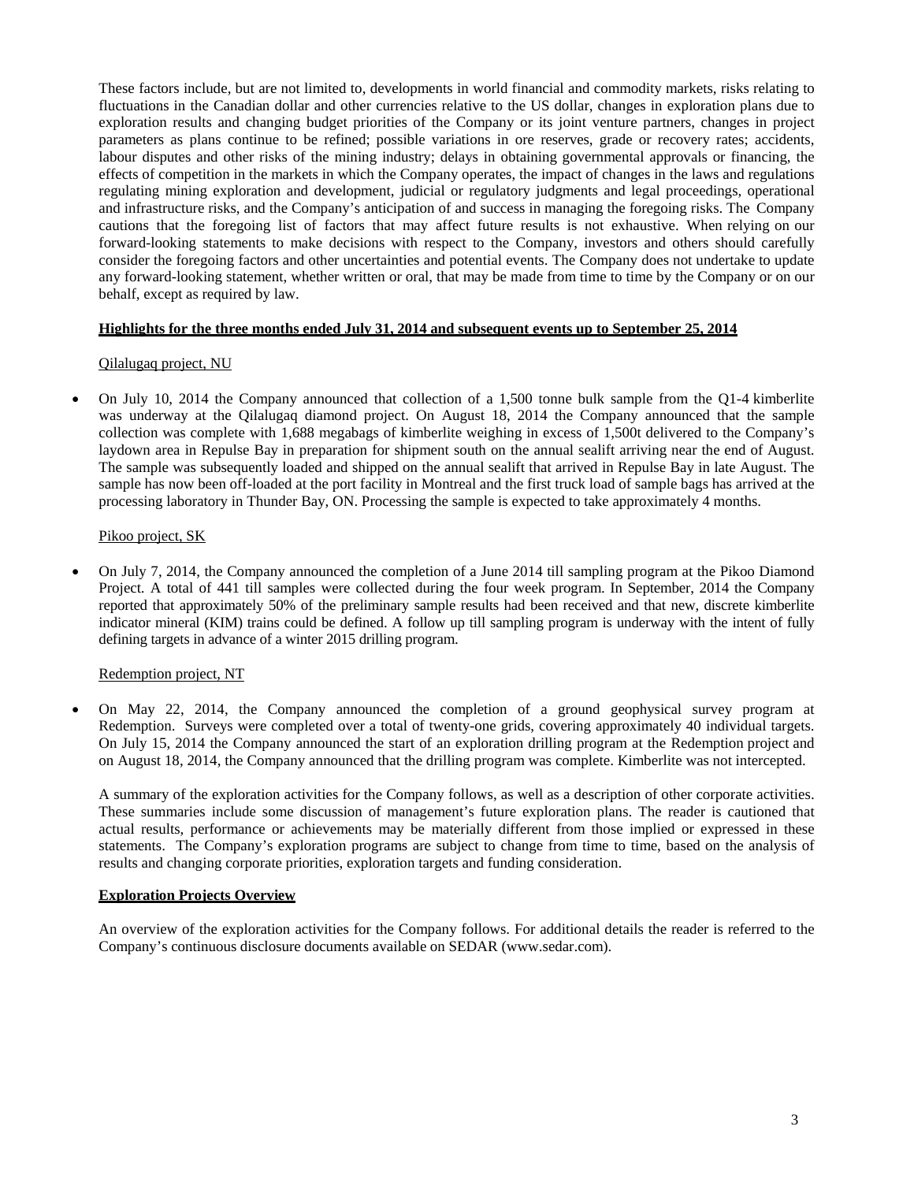These factors include, but are not limited to, developments in world financial and commodity markets, risks relating to fluctuations in the Canadian dollar and other currencies relative to the US dollar, changes in exploration plans due to exploration results and changing budget priorities of the Company or its joint venture partners, changes in project parameters as plans continue to be refined; possible variations in ore reserves, grade or recovery rates; accidents, labour disputes and other risks of the mining industry; delays in obtaining governmental approvals or financing, the effects of competition in the markets in which the Company operates, the impact of changes in the laws and regulations regulating mining exploration and development, judicial or regulatory judgments and legal proceedings, operational and infrastructure risks, and the Company's anticipation of and success in managing the foregoing risks. The Company cautions that the foregoing list of factors that may affect future results is not exhaustive. When relying on our forward-looking statements to make decisions with respect to the Company, investors and others should carefully consider the foregoing factors and other uncertainties and potential events. The Company does not undertake to update any forward-looking statement, whether written or oral, that may be made from time to time by the Company or on our behalf, except as required by law.

**Highlights for the three months ended July 31, 2014 and subsequent events up to September 25, 2014**

Qilalugaq project, NU

- On July 10, 2014 the Company announced that collection of a 1,500 tonne bulk sample from the Q1-4 kimberlite was underway at the Qilalugaq diamond project. On August 18, 2014 the Company announced that the sample collection was complete with 1,688 megabags of kimberlite weighing in excess of 1,500t delivered to the Company's laydown area in Repulse Bay in preparation for shipment south on the annual sealift arriving near the end of August. The sample was subsequently loaded and shipped on the annual sealift that arrived in Repulse Bay in late August. The sample has now been off-loaded at the port facility in Montreal and the first truck load of sample bags has arrived at the processing laboratory in Thunder Bay, ON. Processing the sample is expected to take approximately 4 months.

Pikoo project, SK

- On July 7, 2014, the Company announced the completion of a June 2014 till sampling program at the Pikoo Diamond Project. A total of 441 till samples were collected during the four week program. In September, 2014 the Company reported that approximately 50% of the preliminary sample results had been received and that new, discrete kimberlite indicator mineral (KIM) trains could be defined. A follow up till sampling program is underway with the intent of fully defining targets in advance of a winter 2015 drilling program.

Redemption project, NT

- On May 22, 2014, the Company announced the completion of a ground geophysical survey program at Redemption. Surveys were completed over a total of twenty-one grids, covering approximately 40 individual targets. On July 15, 2014 the Company announced the start of an exploration drilling program at the Redemption project and on August 18, 2014, the Company announced that the drilling program was complete. Kimberlite was not intercepted.

  A summary of the exploration activities for the Company follows, as well as a description of other corporate activities. These summaries include some discussion of management's future exploration plans. The reader is cautioned that actual results, performance or achievements may be materially different from those implied or expressed in these statements. The Company's exploration programs are subject to change from time to time, based on the analysis of results and changing corporate priorities, exploration targets and funding consideration.

**Exploration Projects Overview**

An overview of the exploration activities for the Company follows. For additional details the reader is referred to the Company's continuous disclosure documents available on SEDAR (www.sedar.com).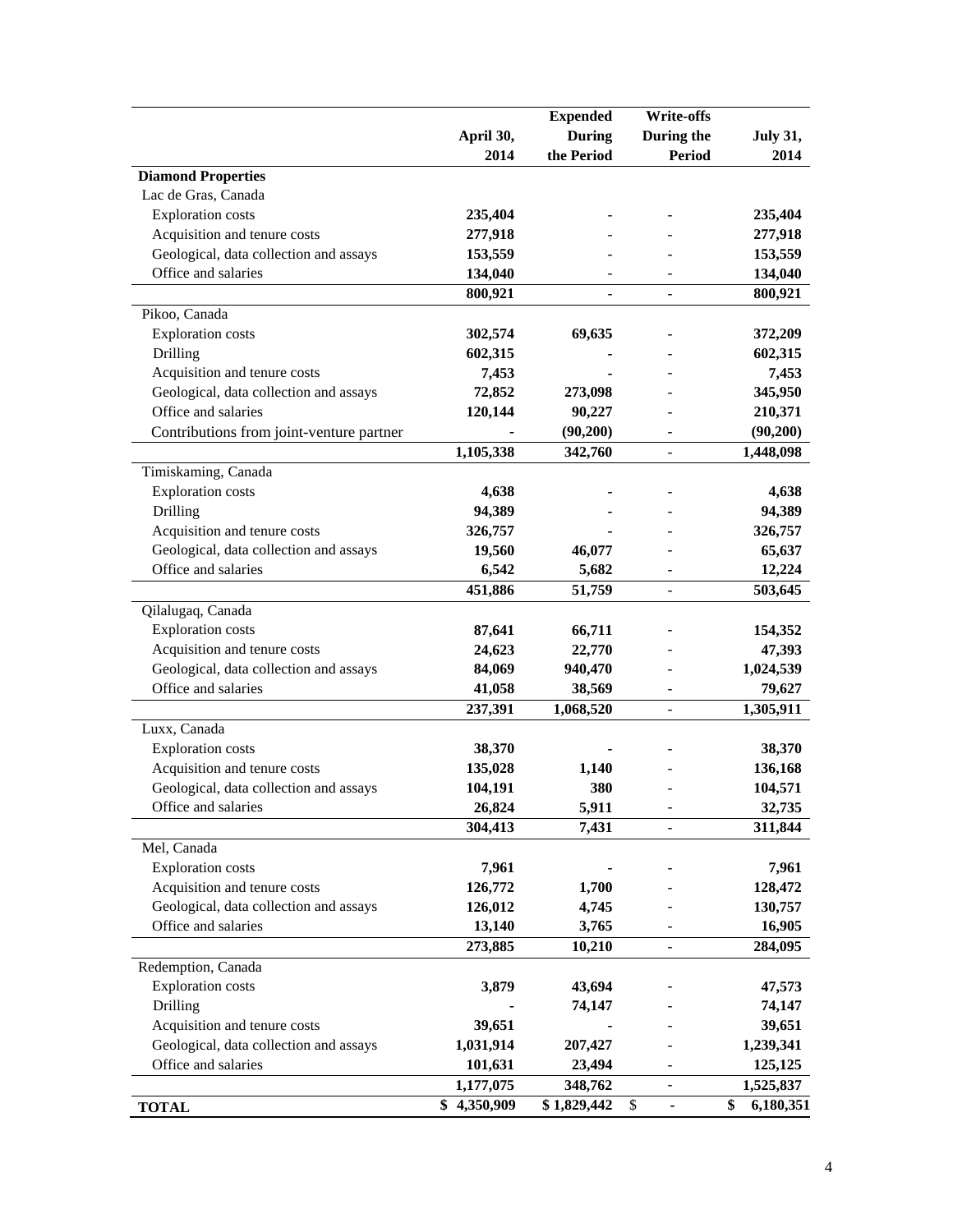| | April 30, 2014 | Expended During the Period | Write-offs During the Period | July 31, 2014 |
|---|---|---|---|---|
| **Diamond Properties** | | | | |
| Lac de Gras, Canada | | | | |
| Exploration costs | **235,404** | **-** | - | **235,404** |
| Acquisition and tenure costs | **277,918** | **-** | - | **277,918** |
| Geological, data collection and assays | **153,559** | **-** | - | **153,559** |
| Office and salaries | **134,040** | **-** | - | **134,040** |
| | **800,921** | **-** | - | **800,921** |
| Pikoo, Canada | | | | |
| Exploration costs | **302,574** | **69,635** | - | **372,209** |
| Drilling | **602,315** | **-** | - | **602,315** |
| Acquisition and tenure costs | **7,453** | **-** | - | **7,453** |
| Geological, data collection and assays | **72,852** | **273,098** | - | **345,950** |
| Office and salaries | **120,144** | **90,227** | - | **210,371** |
| Contributions from joint-venture partner | **-** | **(90,200)** | - | **(90,200)** |
| | **1,105,338** | **342,760** | - | **1,448,098** |
| Timiskaming, Canada | | | | |
| Exploration costs | **4,638** | **-** | - | **4,638** |
| Drilling | **94,389** | **-** | - | **94,389** |
| Acquisition and tenure costs | **326,757** | **-** | - | **326,757** |
| Geological, data collection and assays | **19,560** | **46,077** | - | **65,637** |
| Office and salaries | **6,542** | **5,682** | - | **12,224** |
| | **451,886** | **51,759** | - | **503,645** |
| Qilalugaq, Canada | | | | |
| Exploration costs | **87,641** | **66,711** | - | **154,352** |
| Acquisition and tenure costs | **24,623** | **22,770** | - | **47,393** |
| Geological, data collection and assays | **84,069** | **940,470** | - | **1,024,539** |
| Office and salaries | **41,058** | **38,569** | - | **79,627** |
| | **237,391** | **1,068,520** | - | **1,305,911** |
| Luxx, Canada | | | | |
| Exploration costs | **38,370** | **-** | - | **38,370** |
| Acquisition and tenure costs | **135,028** | **1,140** | - | **136,168** |
| Geological, data collection and assays | **104,191** | **380** | - | **104,571** |
| Office and salaries | **26,824** | **5,911** | - | **32,735** |
| | **304,413** | **7,431** | - | **311,844** |
| Mel, Canada | | | | |
| Exploration costs | **7,961** | **-** | - | **7,961** |
| Acquisition and tenure costs | **126,772** | **1,700** | - | **128,472** |
| Geological, data collection and assays | **126,012** | **4,745** | - | **130,757** |
| Office and salaries | **13,140** | **3,765** | - | **16,905** |
| | **273,885** | **10,210** | - | **284,095** |
| Redemption, Canada | | | | |
| Exploration costs | **3,879** | **43,694** | - | **47,573** |
| Drilling | **-** | **74,147** | - | **74,147** |
| Acquisition and tenure costs | **39,651** | **-** | - | **39,651** |
| Geological, data collection and assays | **1,031,914** | **207,427** | - | **1,239,341** |
| Office and salaries | **101,631** | **23,494** | - | **125,125** |
| | **1,177,075** | **348,762** | - | **1,525,837** |
| **TOTAL** | **$ 4,350,909** | **$ 1,829,442** | $ - | **$ 6,180,351** |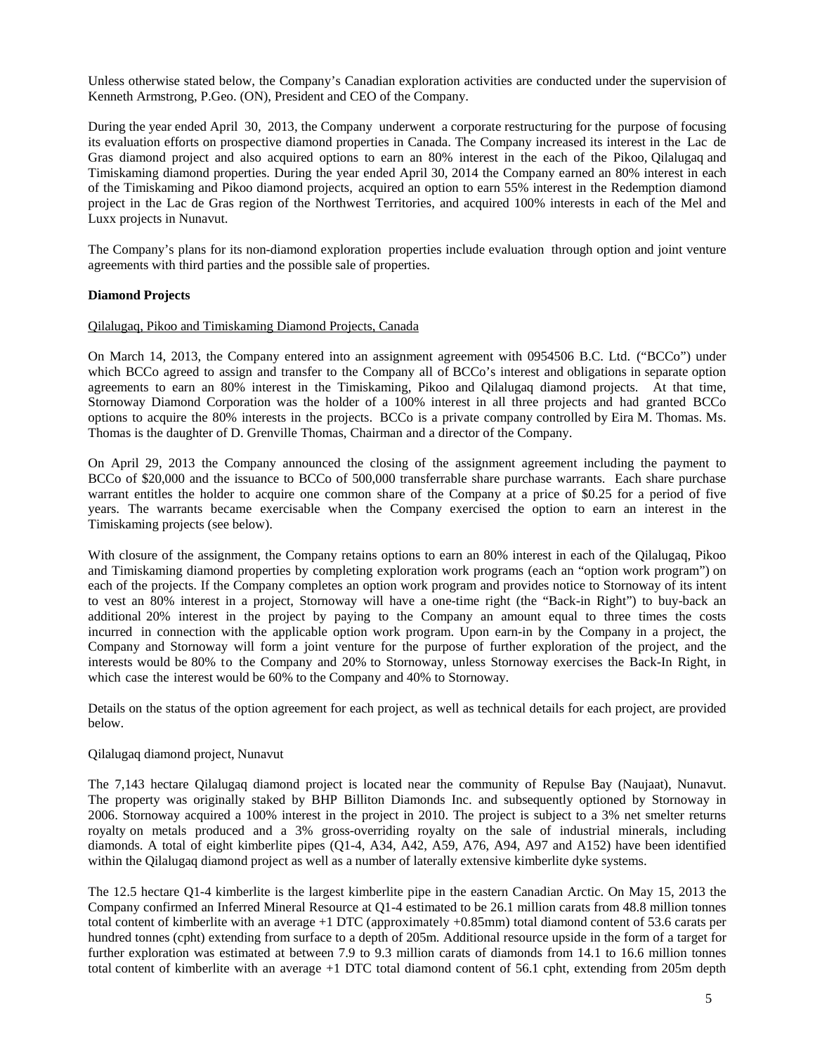Unless otherwise stated below, the Company's Canadian exploration activities are conducted under the supervision of Kenneth Armstrong, P.Geo. (ON), President and CEO of the Company.

During the year ended April 30, 2013, the Company underwent a corporate restructuring for the purpose of focusing its evaluation efforts on prospective diamond properties in Canada. The Company increased its interest in the Lac de Gras diamond project and also acquired options to earn an 80% interest in the each of the Pikoo, Qilalugaq and Timiskaming diamond properties. During the year ended April 30, 2014 the Company earned an 80% interest in each of the Timiskaming and Pikoo diamond projects, acquired an option to earn 55% interest in the Redemption diamond project in the Lac de Gras region of the Northwest Territories, and acquired 100% interests in each of the Mel and Luxx projects in Nunavut.

The Company's plans for its non-diamond exploration properties include evaluation through option and joint venture agreements with third parties and the possible sale of properties.

**Diamond Projects**

Qilalugaq, Pikoo and Timiskaming Diamond Projects, Canada

On March 14, 2013, the Company entered into an assignment agreement with 0954506 B.C. Ltd. ("BCCo") under which BCCo agreed to assign and transfer to the Company all of BCCo's interest and obligations in separate option agreements to earn an 80% interest in the Timiskaming, Pikoo and Qilalugaq diamond projects. At that time, Stornoway Diamond Corporation was the holder of a 100% interest in all three projects and had granted BCCo options to acquire the 80% interests in the projects. BCCo is a private company controlled by Eira M. Thomas. Ms. Thomas is the daughter of D. Grenville Thomas, Chairman and a director of the Company.

On April 29, 2013 the Company announced the closing of the assignment agreement including the payment to BCCo of $20,000 and the issuance to BCCo of 500,000 transferrable share purchase warrants. Each share purchase warrant entitles the holder to acquire one common share of the Company at a price of $0.25 for a period of five years. The warrants became exercisable when the Company exercised the option to earn an interest in the Timiskaming projects (see below).

With closure of the assignment, the Company retains options to earn an 80% interest in each of the Qilalugaq, Pikoo and Timiskaming diamond properties by completing exploration work programs (each an "option work program") on each of the projects. If the Company completes an option work program and provides notice to Stornoway of its intent to vest an 80% interest in a project, Stornoway will have a one-time right (the "Back-in Right") to buy-back an additional 20% interest in the project by paying to the Company an amount equal to three times the costs incurred in connection with the applicable option work program. Upon earn-in by the Company in a project, the Company and Stornoway will form a joint venture for the purpose of further exploration of the project, and the interests would be 80% to the Company and 20% to Stornoway, unless Stornoway exercises the Back-In Right, in which case the interest would be 60% to the Company and 40% to Stornoway.

Details on the status of the option agreement for each project, as well as technical details for each project, are provided below.

Qilalugaq diamond project, Nunavut

The 7,143 hectare Qilalugaq diamond project is located near the community of Repulse Bay (Naujaat), Nunavut. The property was originally staked by BHP Billiton Diamonds Inc. and subsequently optioned by Stornoway in 2006. Stornoway acquired a 100% interest in the project in 2010. The project is subject to a 3% net smelter returns royalty on metals produced and a 3% gross-overriding royalty on the sale of industrial minerals, including diamonds. A total of eight kimberlite pipes (Q1-4, A34, A42, A59, A76, A94, A97 and A152) have been identified within the Qilalugaq diamond project as well as a number of laterally extensive kimberlite dyke systems.

The 12.5 hectare Q1-4 kimberlite is the largest kimberlite pipe in the eastern Canadian Arctic. On May 15, 2013 the Company confirmed an Inferred Mineral Resource at Q1-4 estimated to be 26.1 million carats from 48.8 million tonnes total content of kimberlite with an average +1 DTC (approximately +0.85mm) total diamond content of 53.6 carats per hundred tonnes (cpht) extending from surface to a depth of 205m. Additional resource upside in the form of a target for further exploration was estimated at between 7.9 to 9.3 million carats of diamonds from 14.1 to 16.6 million tonnes total content of kimberlite with an average +1 DTC total diamond content of 56.1 cpht, extending from 205m depth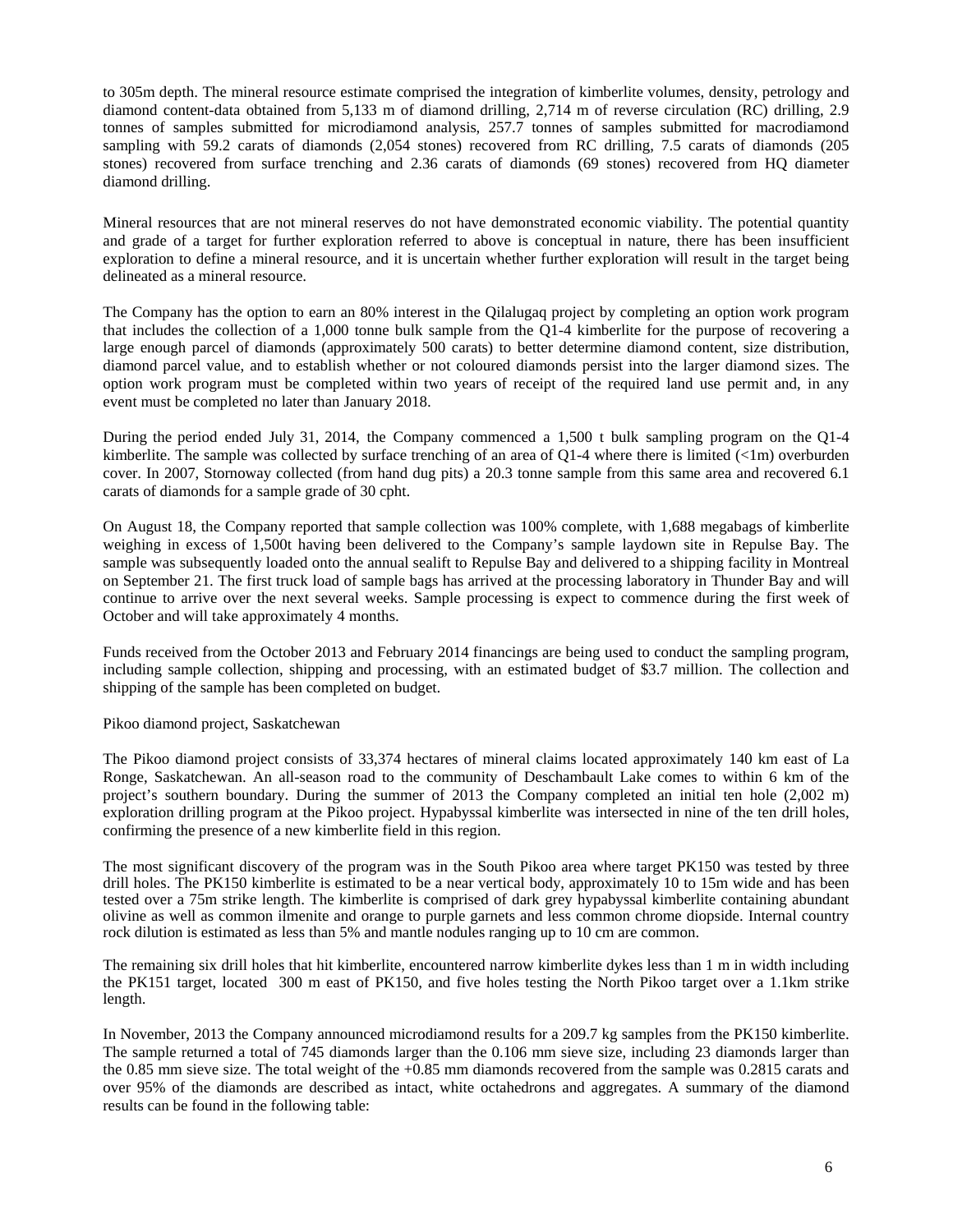to 305m depth. The mineral resource estimate comprised the integration of kimberlite volumes, density, petrology and diamond content-data obtained from 5,133 m of diamond drilling, 2,714 m of reverse circulation (RC) drilling, 2.9 tonnes of samples submitted for microdiamond analysis, 257.7 tonnes of samples submitted for macrodiamond sampling with 59.2 carats of diamonds (2,054 stones) recovered from RC drilling, 7.5 carats of diamonds (205 stones) recovered from surface trenching and 2.36 carats of diamonds (69 stones) recovered from HQ diameter diamond drilling.

Mineral resources that are not mineral reserves do not have demonstrated economic viability. The potential quantity and grade of a target for further exploration referred to above is conceptual in nature, there has been insufficient exploration to define a mineral resource, and it is uncertain whether further exploration will result in the target being delineated as a mineral resource.

The Company has the option to earn an 80% interest in the Qilalugaq project by completing an option work program that includes the collection of a 1,000 tonne bulk sample from the Q1-4 kimberlite for the purpose of recovering a large enough parcel of diamonds (approximately 500 carats) to better determine diamond content, size distribution, diamond parcel value, and to establish whether or not coloured diamonds persist into the larger diamond sizes. The option work program must be completed within two years of receipt of the required land use permit and, in any event must be completed no later than January 2018.

During the period ended July 31, 2014, the Company commenced a 1,500 t bulk sampling program on the Q1-4 kimberlite. The sample was collected by surface trenching of an area of Q1-4 where there is limited (<1m) overburden cover. In 2007, Stornoway collected (from hand dug pits) a 20.3 tonne sample from this same area and recovered 6.1 carats of diamonds for a sample grade of 30 cpht.

On August 18, the Company reported that sample collection was 100% complete, with 1,688 megabags of kimberlite weighing in excess of 1,500t having been delivered to the Company's sample laydown site in Repulse Bay. The sample was subsequently loaded onto the annual sealift to Repulse Bay and delivered to a shipping facility in Montreal on September 21. The first truck load of sample bags has arrived at the processing laboratory in Thunder Bay and will continue to arrive over the next several weeks. Sample processing is expect to commence during the first week of October and will take approximately 4 months.

Funds received from the October 2013 and February 2014 financings are being used to conduct the sampling program, including sample collection, shipping and processing, with an estimated budget of $3.7 million. The collection and shipping of the sample has been completed on budget.

Pikoo diamond project, Saskatchewan

The Pikoo diamond project consists of 33,374 hectares of mineral claims located approximately 140 km east of La Ronge, Saskatchewan. An all-season road to the community of Deschambault Lake comes to within 6 km of the project's southern boundary. During the summer of 2013 the Company completed an initial ten hole (2,002 m) exploration drilling program at the Pikoo project. Hypabyssal kimberlite was intersected in nine of the ten drill holes, confirming the presence of a new kimberlite field in this region.

The most significant discovery of the program was in the South Pikoo area where target PK150 was tested by three drill holes. The PK150 kimberlite is estimated to be a near vertical body, approximately 10 to 15m wide and has been tested over a 75m strike length. The kimberlite is comprised of dark grey hypabyssal kimberlite containing abundant olivine as well as common ilmenite and orange to purple garnets and less common chrome diopside. Internal country rock dilution is estimated as less than 5% and mantle nodules ranging up to 10 cm are common.

The remaining six drill holes that hit kimberlite, encountered narrow kimberlite dykes less than 1 m in width including the PK151 target, located 300 m east of PK150, and five holes testing the North Pikoo target over a 1.1km strike length.

In November, 2013 the Company announced microdiamond results for a 209.7 kg samples from the PK150 kimberlite. The sample returned a total of 745 diamonds larger than the 0.106 mm sieve size, including 23 diamonds larger than the 0.85 mm sieve size. The total weight of the +0.85 mm diamonds recovered from the sample was 0.2815 carats and over 95% of the diamonds are described as intact, white octahedrons and aggregates. A summary of the diamond results can be found in the following table: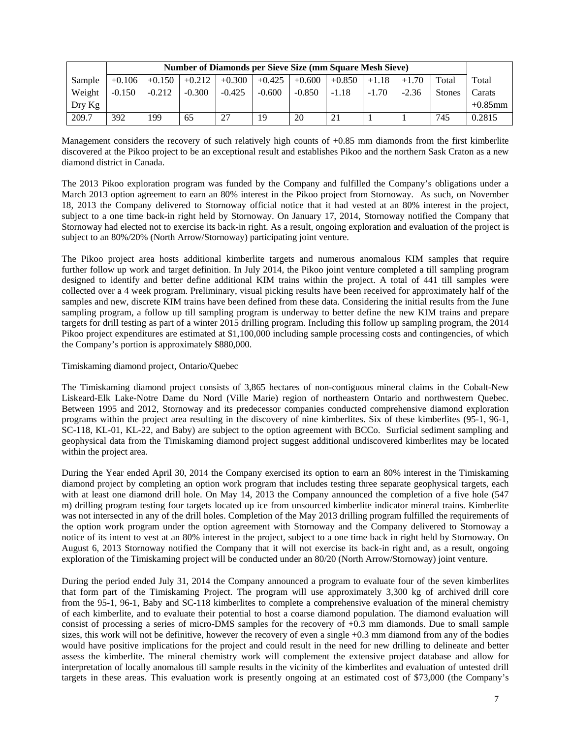| Sample Weight Dry Kg | Number of Diamonds per Sieve Size (mm Square Mesh Sieve) | | | | | | | | | | Total Carats +0.85mm |
|---|---|---|---|---|---|---|---|---|---|---|---|
| | +0.106 -0.150 | +0.150 -0.212 | +0.212 -0.300 | +0.300 -0.425 | +0.425 -0.600 | +0.600 -0.850 | +0.850 -1.18 | +1.18 -1.70 | +1.70 -2.36 | Total Stones | |
| 209.7 | 392 | 199 | 65 | 27 | 19 | 20 | 21 | 1 | 1 | 745 | 0.2815 |

Management considers the recovery of such relatively high counts of +0.85 mm diamonds from the first kimberlite discovered at the Pikoo project to be an exceptional result and establishes Pikoo and the northern Sask Craton as a new diamond district in Canada.

The 2013 Pikoo exploration program was funded by the Company and fulfilled the Company's obligations under a March 2013 option agreement to earn an 80% interest in the Pikoo project from Stornoway. As such, on November 18, 2013 the Company delivered to Stornoway official notice that it had vested at an 80% interest in the project, subject to a one time back-in right held by Stornoway. On January 17, 2014, Stornoway notified the Company that Stornoway had elected not to exercise its back-in right. As a result, ongoing exploration and evaluation of the project is subject to an 80%/20% (North Arrow/Stornoway) participating joint venture.

The Pikoo project area hosts additional kimberlite targets and numerous anomalous KIM samples that require further follow up work and target definition. In July 2014, the Pikoo joint venture completed a till sampling program designed to identify and better define additional KIM trains within the project. A total of 441 till samples were collected over a 4 week program. Preliminary, visual picking results have been received for approximately half of the samples and new, discrete KIM trains have been defined from these data. Considering the initial results from the June sampling program, a follow up till sampling program is underway to better define the new KIM trains and prepare targets for drill testing as part of a winter 2015 drilling program. Including this follow up sampling program, the 2014 Pikoo project expenditures are estimated at $1,100,000 including sample processing costs and contingencies, of which the Company's portion is approximately $880,000.

Timiskaming diamond project, Ontario/Quebec

The Timiskaming diamond project consists of 3,865 hectares of non-contiguous mineral claims in the Cobalt-New Liskeard-Elk Lake-Notre Dame du Nord (Ville Marie) region of northeastern Ontario and northwestern Quebec. Between 1995 and 2012, Stornoway and its predecessor companies conducted comprehensive diamond exploration programs within the project area resulting in the discovery of nine kimberlites. Six of these kimberlites (95-1, 96-1, SC-118, KL-01, KL-22, and Baby) are subject to the option agreement with BCCo. Surficial sediment sampling and geophysical data from the Timiskaming diamond project suggest additional undiscovered kimberlites may be located within the project area.

During the Year ended April 30, 2014 the Company exercised its option to earn an 80% interest in the Timiskaming diamond project by completing an option work program that includes testing three separate geophysical targets, each with at least one diamond drill hole. On May 14, 2013 the Company announced the completion of a five hole (547 m) drilling program testing four targets located up ice from unsourced kimberlite indicator mineral trains. Kimberlite was not intersected in any of the drill holes. Completion of the May 2013 drilling program fulfilled the requirements of the option work program under the option agreement with Stornoway and the Company delivered to Stornoway a notice of its intent to vest at an 80% interest in the project, subject to a one time back in right held by Stornoway. On August 6, 2013 Stornoway notified the Company that it will not exercise its back-in right and, as a result, ongoing exploration of the Timiskaming project will be conducted under an 80/20 (North Arrow/Stornoway) joint venture.

During the period ended July 31, 2014 the Company announced a program to evaluate four of the seven kimberlites that form part of the Timiskaming Project. The program will use approximately 3,300 kg of archived drill core from the 95-1, 96-1, Baby and SC-118 kimberlites to complete a comprehensive evaluation of the mineral chemistry of each kimberlite, and to evaluate their potential to host a coarse diamond population. The diamond evaluation will consist of processing a series of micro-DMS samples for the recovery of +0.3 mm diamonds. Due to small sample sizes, this work will not be definitive, however the recovery of even a single +0.3 mm diamond from any of the bodies would have positive implications for the project and could result in the need for new drilling to delineate and better assess the kimberlite. The mineral chemistry work will complement the extensive project database and allow for interpretation of locally anomalous till sample results in the vicinity of the kimberlites and evaluation of untested drill targets in these areas. This evaluation work is presently ongoing at an estimated cost of $73,000 (the Company's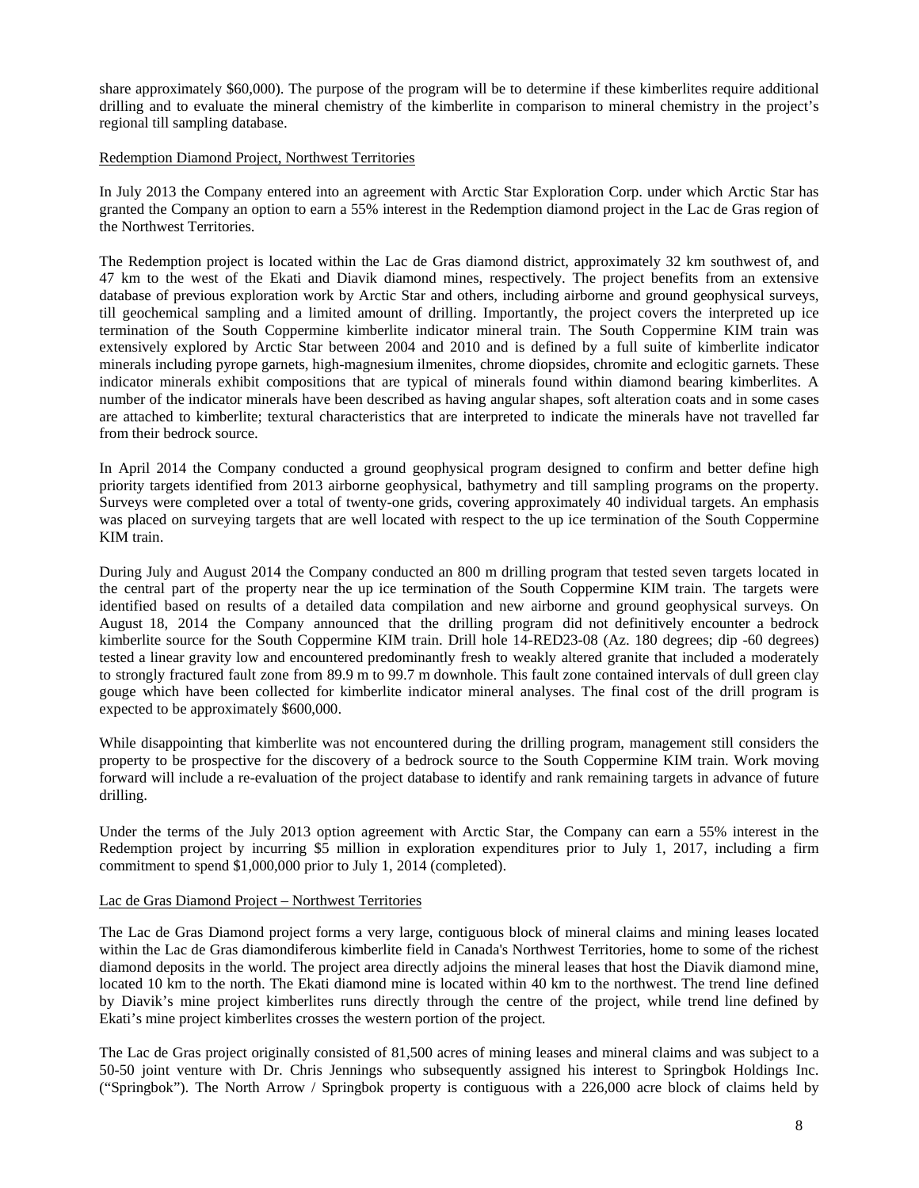share approximately $60,000). The purpose of the program will be to determine if these kimberlites require additional drilling and to evaluate the mineral chemistry of the kimberlite in comparison to mineral chemistry in the project's regional till sampling database.

## Redemption Diamond Project, Northwest Territories

In July 2013 the Company entered into an agreement with Arctic Star Exploration Corp. under which Arctic Star has granted the Company an option to earn a 55% interest in the Redemption diamond project in the Lac de Gras region of the Northwest Territories.

The Redemption project is located within the Lac de Gras diamond district, approximately 32 km southwest of, and 47 km to the west of the Ekati and Diavik diamond mines, respectively. The project benefits from an extensive database of previous exploration work by Arctic Star and others, including airborne and ground geophysical surveys, till geochemical sampling and a limited amount of drilling. Importantly, the project covers the interpreted up ice termination of the South Coppermine kimberlite indicator mineral train. The South Coppermine KIM train was extensively explored by Arctic Star between 2004 and 2010 and is defined by a full suite of kimberlite indicator minerals including pyrope garnets, high-magnesium ilmenites, chrome diopsides, chromite and eclogitic garnets. These indicator minerals exhibit compositions that are typical of minerals found within diamond bearing kimberlites. A number of the indicator minerals have been described as having angular shapes, soft alteration coats and in some cases are attached to kimberlite; textural characteristics that are interpreted to indicate the minerals have not travelled far from their bedrock source.

In April 2014 the Company conducted a ground geophysical program designed to confirm and better define high priority targets identified from 2013 airborne geophysical, bathymetry and till sampling programs on the property. Surveys were completed over a total of twenty-one grids, covering approximately 40 individual targets. An emphasis was placed on surveying targets that are well located with respect to the up ice termination of the South Coppermine KIM train.

During July and August 2014 the Company conducted an 800 m drilling program that tested seven targets located in the central part of the property near the up ice termination of the South Coppermine KIM train. The targets were identified based on results of a detailed data compilation and new airborne and ground geophysical surveys. On August 18, 2014 the Company announced that the drilling program did not definitively encounter a bedrock kimberlite source for the South Coppermine KIM train. Drill hole 14-RED23-08 (Az. 180 degrees; dip -60 degrees) tested a linear gravity low and encountered predominantly fresh to weakly altered granite that included a moderately to strongly fractured fault zone from 89.9 m to 99.7 m downhole. This fault zone contained intervals of dull green clay gouge which have been collected for kimberlite indicator mineral analyses. The final cost of the drill program is expected to be approximately $600,000.

While disappointing that kimberlite was not encountered during the drilling program, management still considers the property to be prospective for the discovery of a bedrock source to the South Coppermine KIM train. Work moving forward will include a re-evaluation of the project database to identify and rank remaining targets in advance of future drilling.

Under the terms of the July 2013 option agreement with Arctic Star, the Company can earn a 55% interest in the Redemption project by incurring $5 million in exploration expenditures prior to July 1, 2017, including a firm commitment to spend $1,000,000 prior to July 1, 2014 (completed).

## Lac de Gras Diamond Project – Northwest Territories

The Lac de Gras Diamond project forms a very large, contiguous block of mineral claims and mining leases located within the Lac de Gras diamondiferous kimberlite field in Canada's Northwest Territories, home to some of the richest diamond deposits in the world. The project area directly adjoins the mineral leases that host the Diavik diamond mine, located 10 km to the north. The Ekati diamond mine is located within 40 km to the northwest. The trend line defined by Diavik's mine project kimberlites runs directly through the centre of the project, while trend line defined by Ekati's mine project kimberlites crosses the western portion of the project.

The Lac de Gras project originally consisted of 81,500 acres of mining leases and mineral claims and was subject to a 50-50 joint venture with Dr. Chris Jennings who subsequently assigned his interest to Springbok Holdings Inc. ("Springbok"). The North Arrow / Springbok property is contiguous with a 226,000 acre block of claims held by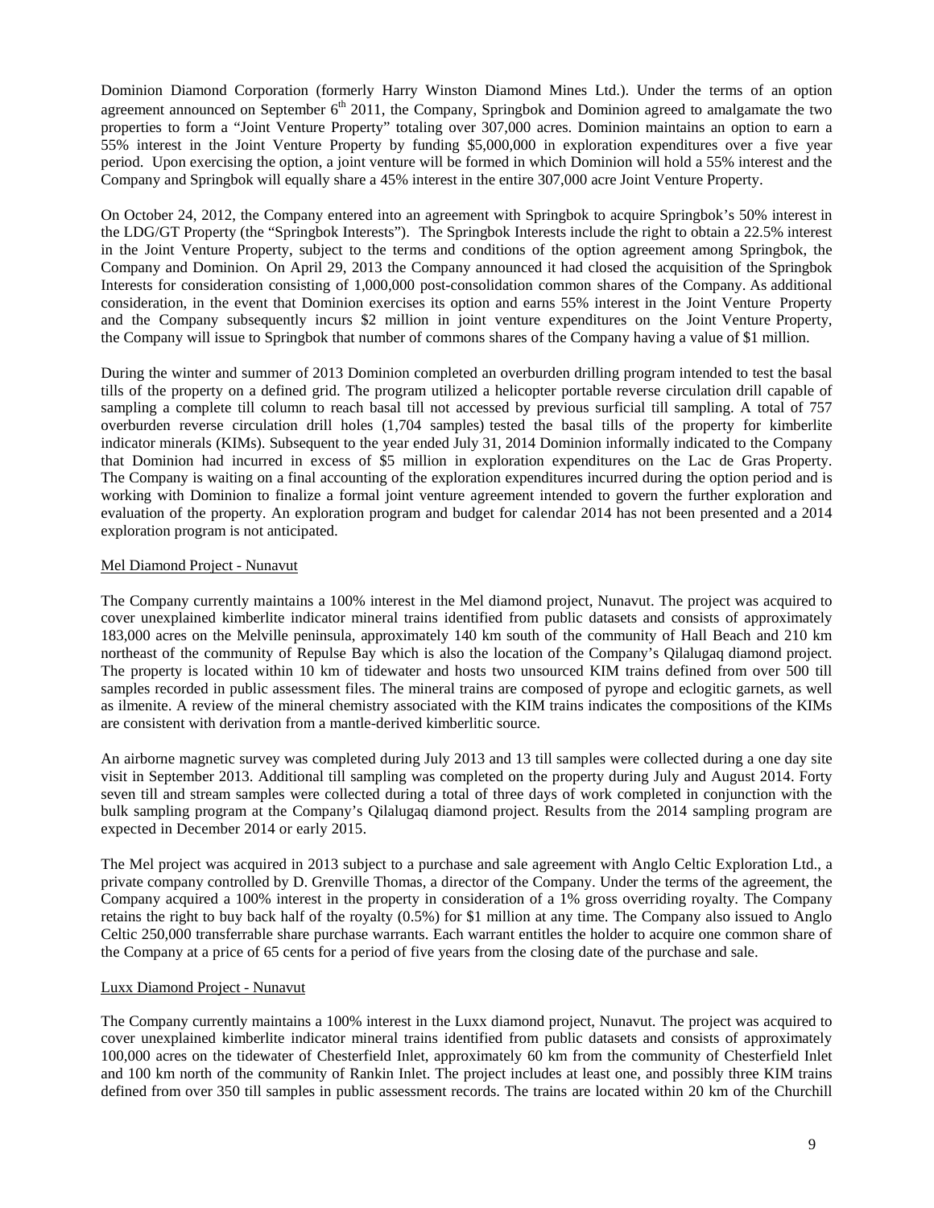Dominion Diamond Corporation (formerly Harry Winston Diamond Mines Ltd.). Under the terms of an option agreement announced on September 6[th] 2011, the Company, Springbok and Dominion agreed to amalgamate the two properties to form a "Joint Venture Property" totaling over 307,000 acres. Dominion maintains an option to earn a 55% interest in the Joint Venture Property by funding $5,000,000 in exploration expenditures over a five year period. Upon exercising the option, a joint venture will be formed in which Dominion will hold a 55% interest and the Company and Springbok will equally share a 45% interest in the entire 307,000 acre Joint Venture Property.

On October 24, 2012, the Company entered into an agreement with Springbok to acquire Springbok's 50% interest in the LDG/GT Property (the "Springbok Interests"). The Springbok Interests include the right to obtain a 22.5% interest in the Joint Venture Property, subject to the terms and conditions of the option agreement among Springbok, the Company and Dominion. On April 29, 2013 the Company announced it had closed the acquisition of the Springbok Interests for consideration consisting of 1,000,000 post-consolidation common shares of the Company. As additional consideration, in the event that Dominion exercises its option and earns 55% interest in the Joint Venture Property and the Company subsequently incurs $2 million in joint venture expenditures on the Joint Venture Property, the Company will issue to Springbok that number of commons shares of the Company having a value of $1 million.

During the winter and summer of 2013 Dominion completed an overburden drilling program intended to test the basal tills of the property on a defined grid. The program utilized a helicopter portable reverse circulation drill capable of sampling a complete till column to reach basal till not accessed by previous surficial till sampling. A total of 757 overburden reverse circulation drill holes (1,704 samples) tested the basal tills of the property for kimberlite indicator minerals (KIMs). Subsequent to the year ended July 31, 2014 Dominion informally indicated to the Company that Dominion had incurred in excess of $5 million in exploration expenditures on the Lac de Gras Property. The Company is waiting on a final accounting of the exploration expenditures incurred during the option period and is working with Dominion to finalize a formal joint venture agreement intended to govern the further exploration and evaluation of the property. An exploration program and budget for calendar 2014 has not been presented and a 2014 exploration program is not anticipated.

## Mel Diamond Project - Nunavut

The Company currently maintains a 100% interest in the Mel diamond project, Nunavut. The project was acquired to cover unexplained kimberlite indicator mineral trains identified from public datasets and consists of approximately 183,000 acres on the Melville peninsula, approximately 140 km south of the community of Hall Beach and 210 km northeast of the community of Repulse Bay which is also the location of the Company's Qilalugaq diamond project. The property is located within 10 km of tidewater and hosts two unsourced KIM trains defined from over 500 till samples recorded in public assessment files. The mineral trains are composed of pyrope and eclogitic garnets, as well as ilmenite. A review of the mineral chemistry associated with the KIM trains indicates the compositions of the KIMs are consistent with derivation from a mantle-derived kimberlitic source.

An airborne magnetic survey was completed during July 2013 and 13 till samples were collected during a one day site visit in September 2013. Additional till sampling was completed on the property during July and August 2014. Forty seven till and stream samples were collected during a total of three days of work completed in conjunction with the bulk sampling program at the Company's Qilalugaq diamond project. Results from the 2014 sampling program are expected in December 2014 or early 2015.

The Mel project was acquired in 2013 subject to a purchase and sale agreement with Anglo Celtic Exploration Ltd., a private company controlled by D. Grenville Thomas, a director of the Company. Under the terms of the agreement, the Company acquired a 100% interest in the property in consideration of a 1% gross overriding royalty. The Company retains the right to buy back half of the royalty (0.5%) for $1 million at any time. The Company also issued to Anglo Celtic 250,000 transferrable share purchase warrants. Each warrant entitles the holder to acquire one common share of the Company at a price of 65 cents for a period of five years from the closing date of the purchase and sale.

## Luxx Diamond Project - Nunavut

The Company currently maintains a 100% interest in the Luxx diamond project, Nunavut. The project was acquired to cover unexplained kimberlite indicator mineral trains identified from public datasets and consists of approximately 100,000 acres on the tidewater of Chesterfield Inlet, approximately 60 km from the community of Chesterfield Inlet and 100 km north of the community of Rankin Inlet. The project includes at least one, and possibly three KIM trains defined from over 350 till samples in public assessment records. The trains are located within 20 km of the Churchill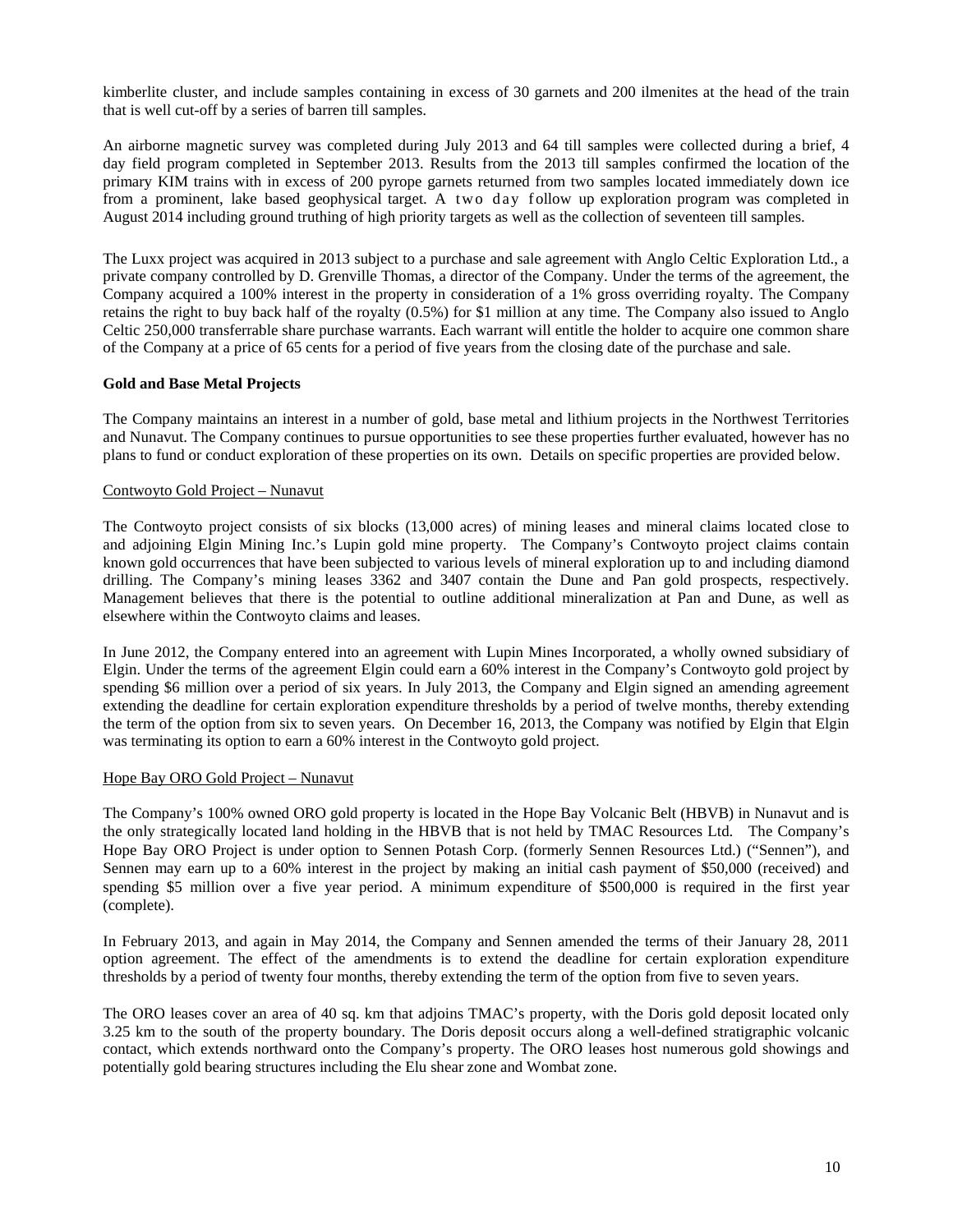kimberlite cluster, and include samples containing in excess of 30 garnets and 200 ilmenites at the head of the train that is well cut-off by a series of barren till samples.

An airborne magnetic survey was completed during July 2013 and 64 till samples were collected during a brief, 4 day field program completed in September 2013. Results from the 2013 till samples confirmed the location of the primary KIM trains with in excess of 200 pyrope garnets returned from two samples located immediately down ice from a prominent, lake based geophysical target. A two day follow up exploration program was completed in August 2014 including ground truthing of high priority targets as well as the collection of seventeen till samples.

The Luxx project was acquired in 2013 subject to a purchase and sale agreement with Anglo Celtic Exploration Ltd., a private company controlled by D. Grenville Thomas, a director of the Company. Under the terms of the agreement, the Company acquired a 100% interest in the property in consideration of a 1% gross overriding royalty. The Company retains the right to buy back half of the royalty (0.5%) for $1 million at any time. The Company also issued to Anglo Celtic 250,000 transferrable share purchase warrants. Each warrant will entitle the holder to acquire one common share of the Company at a price of 65 cents for a period of five years from the closing date of the purchase and sale.

**Gold and Base Metal Projects**

The Company maintains an interest in a number of gold, base metal and lithium projects in the Northwest Territories and Nunavut. The Company continues to pursue opportunities to see these properties further evaluated, however has no plans to fund or conduct exploration of these properties on its own. Details on specific properties are provided below.

Contwoyto Gold Project – Nunavut

The Contwoyto project consists of six blocks (13,000 acres) of mining leases and mineral claims located close to and adjoining Elgin Mining Inc.'s Lupin gold mine property. The Company's Contwoyto project claims contain known gold occurrences that have been subjected to various levels of mineral exploration up to and including diamond drilling. The Company's mining leases 3362 and 3407 contain the Dune and Pan gold prospects, respectively. Management believes that there is the potential to outline additional mineralization at Pan and Dune, as well as elsewhere within the Contwoyto claims and leases.

In June 2012, the Company entered into an agreement with Lupin Mines Incorporated, a wholly owned subsidiary of Elgin. Under the terms of the agreement Elgin could earn a 60% interest in the Company's Contwoyto gold project by spending $6 million over a period of six years. In July 2013, the Company and Elgin signed an amending agreement extending the deadline for certain exploration expenditure thresholds by a period of twelve months, thereby extending the term of the option from six to seven years. On December 16, 2013, the Company was notified by Elgin that Elgin was terminating its option to earn a 60% interest in the Contwoyto gold project.

Hope Bay ORO Gold Project – Nunavut

The Company's 100% owned ORO gold property is located in the Hope Bay Volcanic Belt (HBVB) in Nunavut and is the only strategically located land holding in the HBVB that is not held by TMAC Resources Ltd. The Company's Hope Bay ORO Project is under option to Sennen Potash Corp. (formerly Sennen Resources Ltd.) ("Sennen"), and Sennen may earn up to a 60% interest in the project by making an initial cash payment of $50,000 (received) and spending $5 million over a five year period. A minimum expenditure of $500,000 is required in the first year (complete).

In February 2013, and again in May 2014, the Company and Sennen amended the terms of their January 28, 2011 option agreement. The effect of the amendments is to extend the deadline for certain exploration expenditure thresholds by a period of twenty four months, thereby extending the term of the option from five to seven years.

The ORO leases cover an area of 40 sq. km that adjoins TMAC's property, with the Doris gold deposit located only 3.25 km to the south of the property boundary. The Doris deposit occurs along a well-defined stratigraphic volcanic contact, which extends northward onto the Company's property. The ORO leases host numerous gold showings and potentially gold bearing structures including the Elu shear zone and Wombat zone.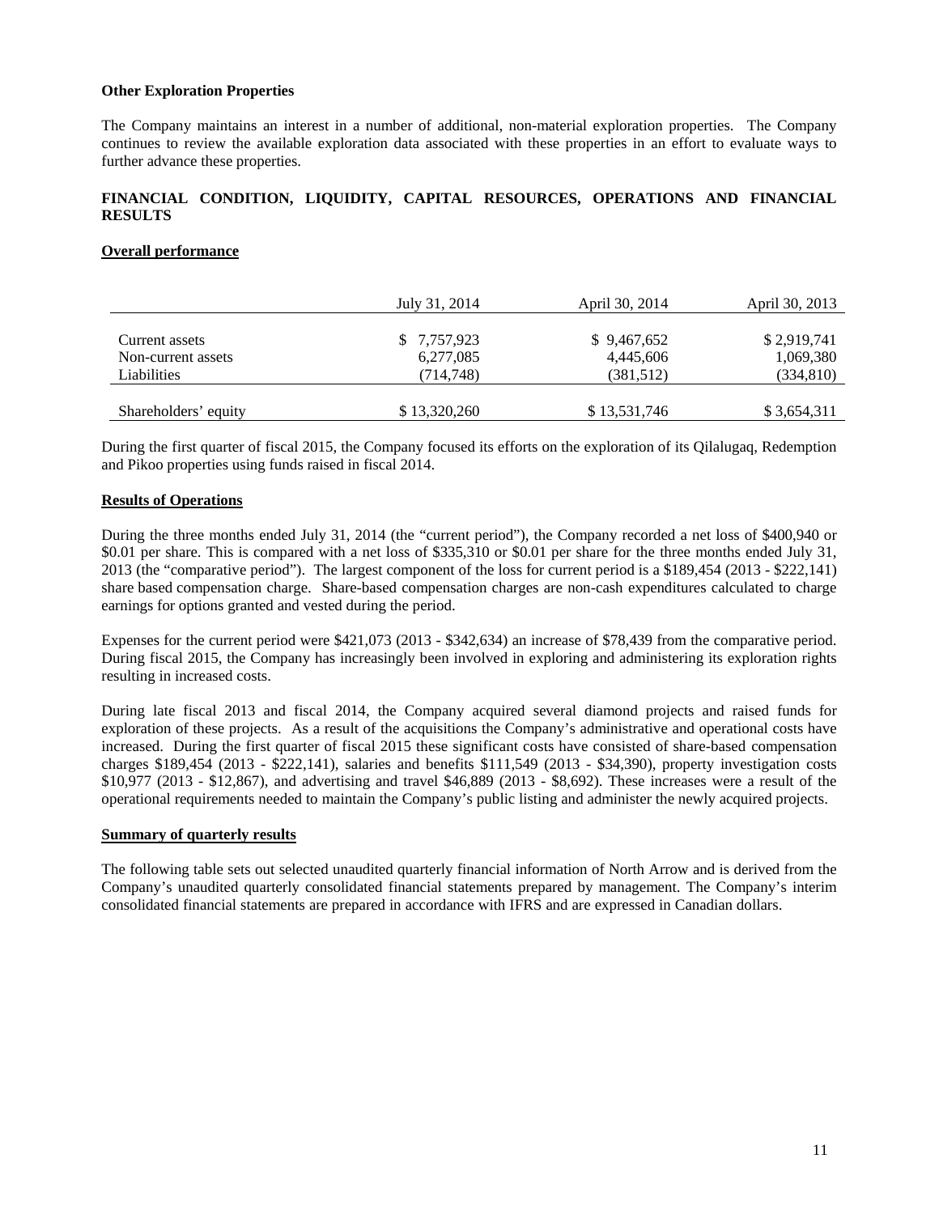**Other Exploration Properties**

The Company maintains an interest in a number of additional, non-material exploration properties. The Company continues to review the available exploration data associated with these properties in an effort to evaluate ways to further advance these properties.

## FINANCIAL CONDITION, LIQUIDITY, CAPITAL RESOURCES, OPERATIONS AND FINANCIAL RESULTS

**Overall performance**

| | July 31, 2014 | April 30, 2014 | April 30, 2013 |
|---|---|---|---|
| Current assets | $ 7,757,923 | $ 9,467,652 | $ 2,919,741 |
| Non-current assets | 6,277,085 | 4,445,606 | 1,069,380 |
| Liabilities | (714,748) | (381,512) | (334,810) |
| Shareholders' equity | $ 13,320,260 | $ 13,531,746 | $ 3,654,311 |

During the first quarter of fiscal 2015, the Company focused its efforts on the exploration of its Qilalugaq, Redemption and Pikoo properties using funds raised in fiscal 2014.

**Results of Operations**

During the three months ended July 31, 2014 (the "current period"), the Company recorded a net loss of $400,940 or $0.01 per share. This is compared with a net loss of $335,310 or $0.01 per share for the three months ended July 31, 2013 (the "comparative period"). The largest component of the loss for current period is a $189,454 (2013 - $222,141) share based compensation charge. Share-based compensation charges are non-cash expenditures calculated to charge earnings for options granted and vested during the period.

Expenses for the current period were $421,073 (2013 - $342,634) an increase of $78,439 from the comparative period. During fiscal 2015, the Company has increasingly been involved in exploring and administering its exploration rights resulting in increased costs.

During late fiscal 2013 and fiscal 2014, the Company acquired several diamond projects and raised funds for exploration of these projects. As a result of the acquisitions the Company's administrative and operational costs have increased. During the first quarter of fiscal 2015 these significant costs have consisted of share-based compensation charges $189,454 (2013 - $222,141), salaries and benefits $111,549 (2013 - $34,390), property investigation costs $10,977 (2013 - $12,867), and advertising and travel $46,889 (2013 - $8,692). These increases were a result of the operational requirements needed to maintain the Company's public listing and administer the newly acquired projects.

**Summary of quarterly results**

The following table sets out selected unaudited quarterly financial information of North Arrow and is derived from the Company's unaudited quarterly consolidated financial statements prepared by management. The Company's interim consolidated financial statements are prepared in accordance with IFRS and are expressed in Canadian dollars.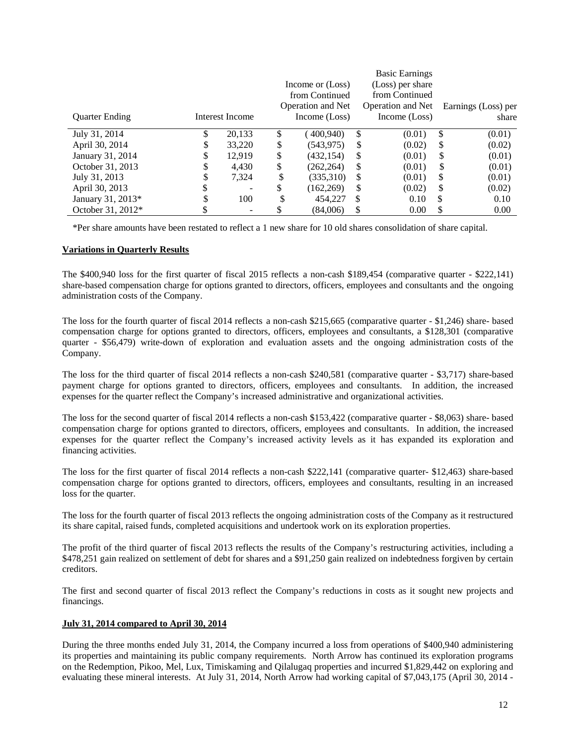| Quarter Ending | Interest Income | Income or (Loss) from Continued Operation and Net Income (Loss) | Basic Earnings (Loss) per share from Continued Operation and Net Income (Loss) | Earnings (Loss) per share |
|---|---|---|---|---|
| July 31, 2014 | $ 20,133 | $ (400,940) | $ (0.01) | $ (0.01) |
| April 30, 2014 | $ 33,220 | $ (543,975) | $ (0.02) | $ (0.02) |
| January 31, 2014 | $ 12,919 | $ (432,154) | $ (0.01) | $ (0.01) |
| October 31, 2013 | $ 4,430 | $ (262,264) | $ (0.01) | $ (0.01) |
| July 31, 2013 | $ 7,324 | $ (335,310) | $ (0.01) | $ (0.01) |
| April 30, 2013 | $ - | $ (162,269) | $ (0.02) | $ (0.02) |
| January 31, 2013* | $ 100 | $ 454,227 | $ 0.10 | $ 0.10 |
| October 31, 2012* | $ - | $ (84,006) | $ 0.00 | $ 0.00 |

*Per share amounts have been restated to reflect a 1 new share for 10 old shares consolidation of share capital.

**Variations in Quarterly Results**

The $400,940 loss for the first quarter of fiscal 2015 reflects a non-cash $189,454 (comparative quarter - $222,141) share-based compensation charge for options granted to directors, officers, employees and consultants and the ongoing administration costs of the Company.

The loss for the fourth quarter of fiscal 2014 reflects a non-cash $215,665 (comparative quarter - $1,246) share- based compensation charge for options granted to directors, officers, employees and consultants, a $128,301 (comparative quarter - $56,479) write-down of exploration and evaluation assets and the ongoing administration costs of the Company.

The loss for the third quarter of fiscal 2014 reflects a non-cash $240,581 (comparative quarter - $3,717) share-based payment charge for options granted to directors, officers, employees and consultants. In addition, the increased expenses for the quarter reflect the Company's increased administrative and organizational activities.

The loss for the second quarter of fiscal 2014 reflects a non-cash $153,422 (comparative quarter - $8,063) share- based compensation charge for options granted to directors, officers, employees and consultants. In addition, the increased expenses for the quarter reflect the Company's increased activity levels as it has expanded its exploration and financing activities.

The loss for the first quarter of fiscal 2014 reflects a non-cash $222,141 (comparative quarter- $12,463) share-based compensation charge for options granted to directors, officers, employees and consultants, resulting in an increased loss for the quarter.

The loss for the fourth quarter of fiscal 2013 reflects the ongoing administration costs of the Company as it restructured its share capital, raised funds, completed acquisitions and undertook work on its exploration properties.

The profit of the third quarter of fiscal 2013 reflects the results of the Company's restructuring activities, including a $478,251 gain realized on settlement of debt for shares and a $91,250 gain realized on indebtedness forgiven by certain creditors.

The first and second quarter of fiscal 2013 reflect the Company's reductions in costs as it sought new projects and financings.

**July 31, 2014 compared to April 30, 2014**

During the three months ended July 31, 2014, the Company incurred a loss from operations of $400,940 administering its properties and maintaining its public company requirements. North Arrow has continued its exploration programs on the Redemption, Pikoo, Mel, Lux, Timiskaming and Qilalugaq properties and incurred $1,829,442 on exploring and evaluating these mineral interests. At July 31, 2014, North Arrow had working capital of $7,043,175 (April 30, 2014 -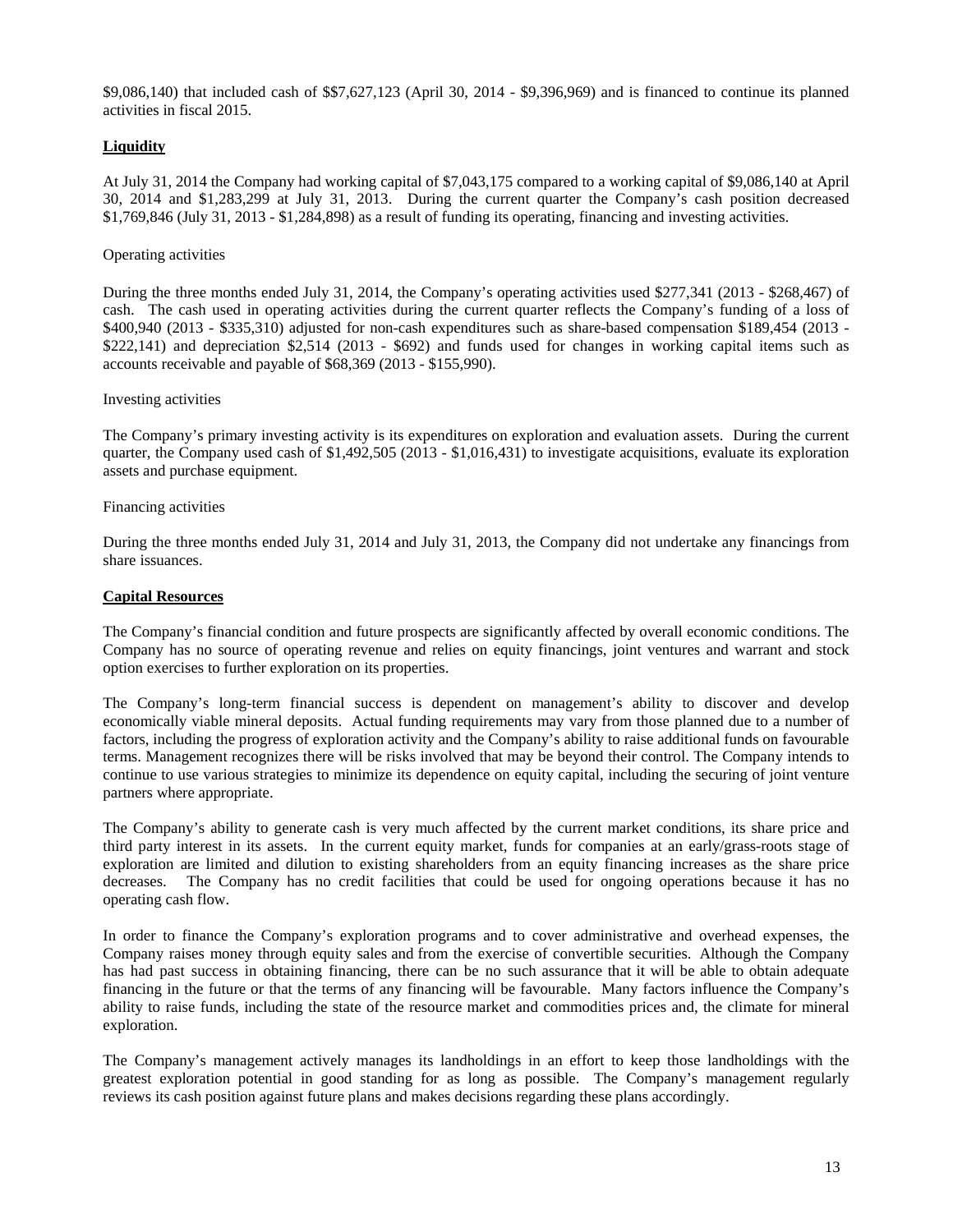$9,086,140) that included cash of $$7,627,123 (April 30, 2014 - $9,396,969) and is financed to continue its planned activities in fiscal 2015.

**Liquidity**

At July 31, 2014 the Company had working capital of $7,043,175 compared to a working capital of $9,086,140 at April 30, 2014 and $1,283,299 at July 31, 2013. During the current quarter the Company's cash position decreased $1,769,846 (July 31, 2013 - $1,284,898) as a result of funding its operating, financing and investing activities.

Operating activities

During the three months ended July 31, 2014, the Company's operating activities used $277,341 (2013 - $268,467) of cash. The cash used in operating activities during the current quarter reflects the Company's funding of a loss of $400,940 (2013 - $335,310) adjusted for non-cash expenditures such as share-based compensation $189,454 (2013 - $222,141) and depreciation $2,514 (2013 - $692) and funds used for changes in working capital items such as accounts receivable and payable of $68,369 (2013 - $155,990).

Investing activities

The Company's primary investing activity is its expenditures on exploration and evaluation assets. During the current quarter, the Company used cash of $1,492,505 (2013 - $1,016,431) to investigate acquisitions, evaluate its exploration assets and purchase equipment.

Financing activities

During the three months ended July 31, 2014 and July 31, 2013, the Company did not undertake any financings from share issuances.

**Capital Resources**

The Company's financial condition and future prospects are significantly affected by overall economic conditions. The Company has no source of operating revenue and relies on equity financings, joint ventures and warrant and stock option exercises to further exploration on its properties.

The Company's long-term financial success is dependent on management's ability to discover and develop economically viable mineral deposits. Actual funding requirements may vary from those planned due to a number of factors, including the progress of exploration activity and the Company's ability to raise additional funds on favourable terms. Management recognizes there will be risks involved that may be beyond their control. The Company intends to continue to use various strategies to minimize its dependence on equity capital, including the securing of joint venture partners where appropriate.

The Company's ability to generate cash is very much affected by the current market conditions, its share price and third party interest in its assets. In the current equity market, funds for companies at an early/grass-roots stage of exploration are limited and dilution to existing shareholders from an equity financing increases as the share price decreases. The Company has no credit facilities that could be used for ongoing operations because it has no operating cash flow.

In order to finance the Company's exploration programs and to cover administrative and overhead expenses, the Company raises money through equity sales and from the exercise of convertible securities. Although the Company has had past success in obtaining financing, there can be no such assurance that it will be able to obtain adequate financing in the future or that the terms of any financing will be favourable. Many factors influence the Company's ability to raise funds, including the state of the resource market and commodities prices and, the climate for mineral exploration.

The Company's management actively manages its landholdings in an effort to keep those landholdings with the greatest exploration potential in good standing for as long as possible. The Company's management regularly reviews its cash position against future plans and makes decisions regarding these plans accordingly.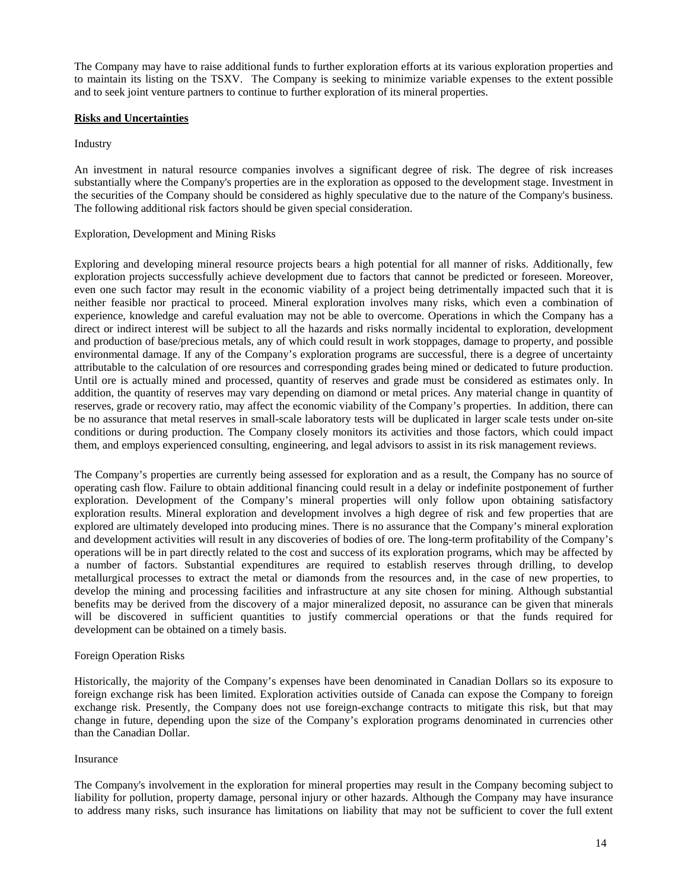The Company may have to raise additional funds to further exploration efforts at its various exploration properties and to maintain its listing on the TSXV. The Company is seeking to minimize variable expenses to the extent possible and to seek joint venture partners to continue to further exploration of its mineral properties.

## **Risks and Uncertainties**

Industry

An investment in natural resource companies involves a significant degree of risk. The degree of risk increases substantially where the Company's properties are in the exploration as opposed to the development stage. Investment in the securities of the Company should be considered as highly speculative due to the nature of the Company's business. The following additional risk factors should be given special consideration.

Exploration, Development and Mining Risks

Exploring and developing mineral resource projects bears a high potential for all manner of risks. Additionally, few exploration projects successfully achieve development due to factors that cannot be predicted or foreseen. Moreover, even one such factor may result in the economic viability of a project being detrimentally impacted such that it is neither feasible nor practical to proceed. Mineral exploration involves many risks, which even a combination of experience, knowledge and careful evaluation may not be able to overcome. Operations in which the Company has a direct or indirect interest will be subject to all the hazards and risks normally incidental to exploration, development and production of base/precious metals, any of which could result in work stoppages, damage to property, and possible environmental damage. If any of the Company's exploration programs are successful, there is a degree of uncertainty attributable to the calculation of ore resources and corresponding grades being mined or dedicated to future production. Until ore is actually mined and processed, quantity of reserves and grade must be considered as estimates only. In addition, the quantity of reserves may vary depending on diamond or metal prices. Any material change in quantity of reserves, grade or recovery ratio, may affect the economic viability of the Company's properties. In addition, there can be no assurance that metal reserves in small-scale laboratory tests will be duplicated in larger scale tests under on-site conditions or during production. The Company closely monitors its activities and those factors, which could impact them, and employs experienced consulting, engineering, and legal advisors to assist in its risk management reviews.

The Company's properties are currently being assessed for exploration and as a result, the Company has no source of operating cash flow. Failure to obtain additional financing could result in a delay or indefinite postponement of further exploration. Development of the Company's mineral properties will only follow upon obtaining satisfactory exploration results. Mineral exploration and development involves a high degree of risk and few properties that are explored are ultimately developed into producing mines. There is no assurance that the Company's mineral exploration and development activities will result in any discoveries of bodies of ore. The long-term profitability of the Company's operations will be in part directly related to the cost and success of its exploration programs, which may be affected by a number of factors. Substantial expenditures are required to establish reserves through drilling, to develop metallurgical processes to extract the metal or diamonds from the resources and, in the case of new properties, to develop the mining and processing facilities and infrastructure at any site chosen for mining. Although substantial benefits may be derived from the discovery of a major mineralized deposit, no assurance can be given that minerals will be discovered in sufficient quantities to justify commercial operations or that the funds required for development can be obtained on a timely basis.

Foreign Operation Risks

Historically, the majority of the Company's expenses have been denominated in Canadian Dollars so its exposure to foreign exchange risk has been limited. Exploration activities outside of Canada can expose the Company to foreign exchange risk. Presently, the Company does not use foreign-exchange contracts to mitigate this risk, but that may change in future, depending upon the size of the Company's exploration programs denominated in currencies other than the Canadian Dollar.

Insurance

The Company's involvement in the exploration for mineral properties may result in the Company becoming subject to liability for pollution, property damage, personal injury or other hazards. Although the Company may have insurance to address many risks, such insurance has limitations on liability that may not be sufficient to cover the full extent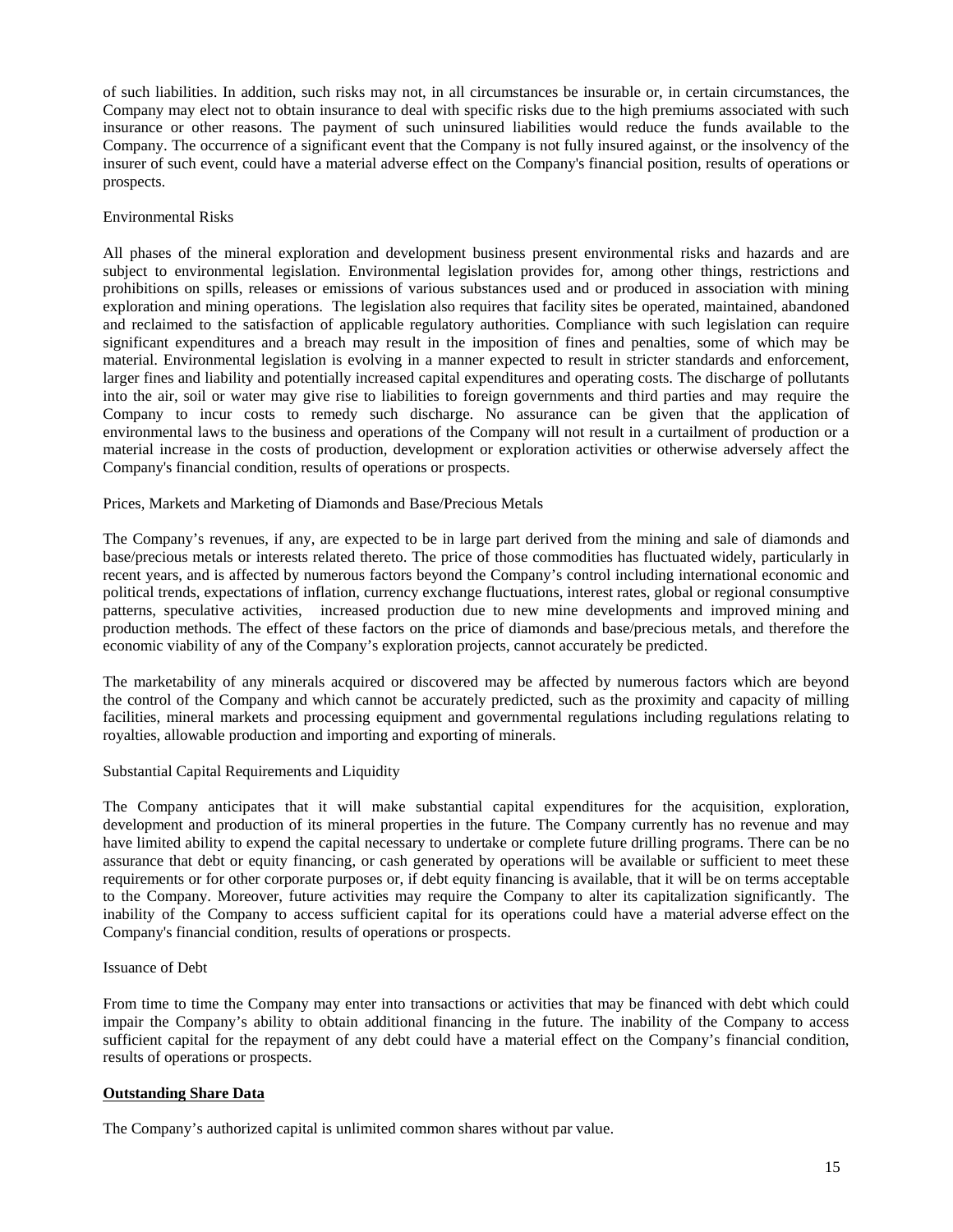of such liabilities. In addition, such risks may not, in all circumstances be insurable or, in certain circumstances, the Company may elect not to obtain insurance to deal with specific risks due to the high premiums associated with such insurance or other reasons. The payment of such uninsured liabilities would reduce the funds available to the Company. The occurrence of a significant event that the Company is not fully insured against, or the insolvency of the insurer of such event, could have a material adverse effect on the Company's financial position, results of operations or prospects.

Environmental Risks

All phases of the mineral exploration and development business present environmental risks and hazards and are subject to environmental legislation. Environmental legislation provides for, among other things, restrictions and prohibitions on spills, releases or emissions of various substances used and or produced in association with mining exploration and mining operations. The legislation also requires that facility sites be operated, maintained, abandoned and reclaimed to the satisfaction of applicable regulatory authorities. Compliance with such legislation can require significant expenditures and a breach may result in the imposition of fines and penalties, some of which may be material. Environmental legislation is evolving in a manner expected to result in stricter standards and enforcement, larger fines and liability and potentially increased capital expenditures and operating costs. The discharge of pollutants into the air, soil or water may give rise to liabilities to foreign governments and third parties and may require the Company to incur costs to remedy such discharge. No assurance can be given that the application of environmental laws to the business and operations of the Company will not result in a curtailment of production or a material increase in the costs of production, development or exploration activities or otherwise adversely affect the Company's financial condition, results of operations or prospects.

Prices, Markets and Marketing of Diamonds and Base/Precious Metals

The Company's revenues, if any, are expected to be in large part derived from the mining and sale of diamonds and base/precious metals or interests related thereto. The price of those commodities has fluctuated widely, particularly in recent years, and is affected by numerous factors beyond the Company's control including international economic and political trends, expectations of inflation, currency exchange fluctuations, interest rates, global or regional consumptive patterns, speculative activities, increased production due to new mine developments and improved mining and production methods. The effect of these factors on the price of diamonds and base/precious metals, and therefore the economic viability of any of the Company's exploration projects, cannot accurately be predicted.

The marketability of any minerals acquired or discovered may be affected by numerous factors which are beyond the control of the Company and which cannot be accurately predicted, such as the proximity and capacity of milling facilities, mineral markets and processing equipment and governmental regulations including regulations relating to royalties, allowable production and importing and exporting of minerals.

Substantial Capital Requirements and Liquidity

The Company anticipates that it will make substantial capital expenditures for the acquisition, exploration, development and production of its mineral properties in the future. The Company currently has no revenue and may have limited ability to expend the capital necessary to undertake or complete future drilling programs. There can be no assurance that debt or equity financing, or cash generated by operations will be available or sufficient to meet these requirements or for other corporate purposes or, if debt equity financing is available, that it will be on terms acceptable to the Company. Moreover, future activities may require the Company to alter its capitalization significantly. The inability of the Company to access sufficient capital for its operations could have a material adverse effect on the Company's financial condition, results of operations or prospects.

Issuance of Debt

From time to time the Company may enter into transactions or activities that may be financed with debt which could impair the Company's ability to obtain additional financing in the future. The inability of the Company to access sufficient capital for the repayment of any debt could have a material effect on the Company's financial condition, results of operations or prospects.

**Outstanding Share Data**

The Company's authorized capital is unlimited common shares without par value.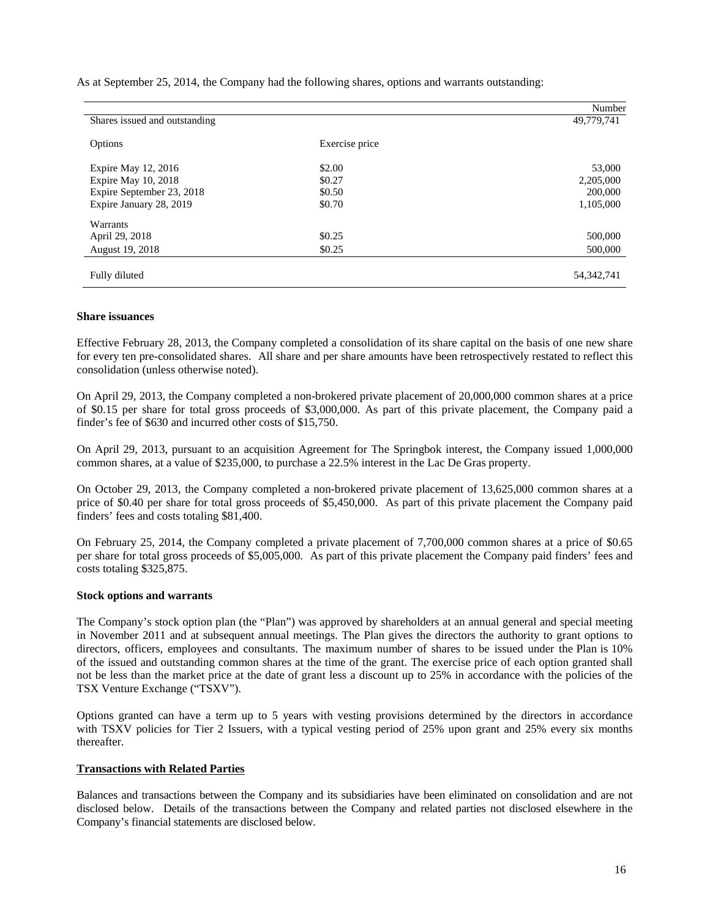As at September 25, 2014, the Company had the following shares, options and warrants outstanding:

| | | Number |
|---|---|---|
| Shares issued and outstanding | | 49,779,741 |
| Options | Exercise price | |
| Expire May 12, 2016 | \$2.00 | 53,000 |
| Expire May 10, 2018 | \$0.27 | 2,205,000 |
| Expire September 23, 2018 | \$0.50 | 200,000 |
| Expire January 28, 2019 | \$0.70 | 1,105,000 |
| Warrants | | |
| April 29, 2018 | \$0.25 | 500,000 |
| August 19, 2018 | \$0.25 | 500,000 |
| Fully diluted | | 54,342,741 |

**Share issuances**

Effective February 28, 2013, the Company completed a consolidation of its share capital on the basis of one new share for every ten pre-consolidated shares. All share and per share amounts have been retrospectively restated to reflect this consolidation (unless otherwise noted).

On April 29, 2013, the Company completed a non-brokered private placement of 20,000,000 common shares at a price of \$0.15 per share for total gross proceeds of \$3,000,000. As part of this private placement, the Company paid a finder's fee of \$630 and incurred other costs of \$15,750.

On April 29, 2013, pursuant to an acquisition Agreement for The Springbok interest, the Company issued 1,000,000 common shares, at a value of \$235,000, to purchase a 22.5% interest in the Lac De Gras property.

On October 29, 2013, the Company completed a non-brokered private placement of 13,625,000 common shares at a price of \$0.40 per share for total gross proceeds of \$5,450,000. As part of this private placement the Company paid finders' fees and costs totaling \$81,400.

On February 25, 2014, the Company completed a private placement of 7,700,000 common shares at a price of \$0.65 per share for total gross proceeds of \$5,005,000. As part of this private placement the Company paid finders' fees and costs totaling \$325,875.

**Stock options and warrants**

The Company's stock option plan (the "Plan") was approved by shareholders at an annual general and special meeting in November 2011 and at subsequent annual meetings. The Plan gives the directors the authority to grant options to directors, officers, employees and consultants. The maximum number of shares to be issued under the Plan is 10% of the issued and outstanding common shares at the time of the grant. The exercise price of each option granted shall not be less than the market price at the date of grant less a discount up to 25% in accordance with the policies of the TSX Venture Exchange ("TSXV").

Options granted can have a term up to 5 years with vesting provisions determined by the directors in accordance with TSXV policies for Tier 2 Issuers, with a typical vesting period of 25% upon grant and 25% every six months thereafter.

**Transactions with Related Parties**

Balances and transactions between the Company and its subsidiaries have been eliminated on consolidation and are not disclosed below. Details of the transactions between the Company and related parties not disclosed elsewhere in the Company's financial statements are disclosed below.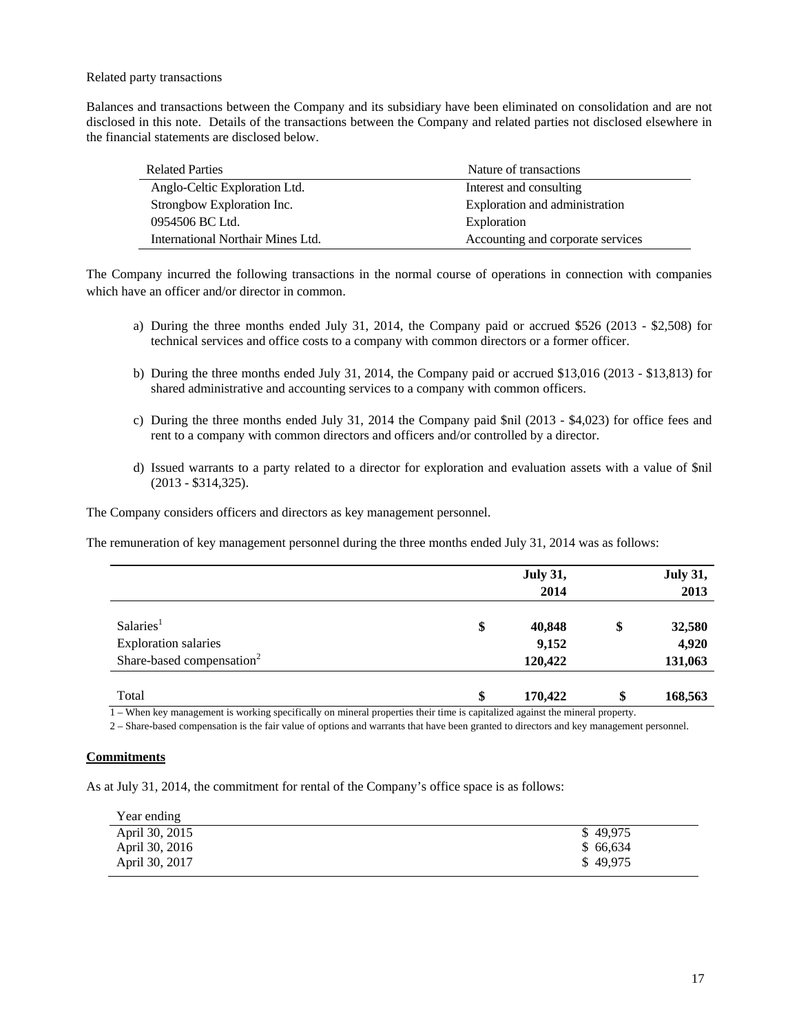Related party transactions

Balances and transactions between the Company and its subsidiary have been eliminated on consolidation and are not disclosed in this note. Details of the transactions between the Company and related parties not disclosed elsewhere in the financial statements are disclosed below.

| Related Parties | Nature of transactions |
|---|---|
| Anglo-Celtic Exploration Ltd. | Interest and consulting |
| Strongbow Exploration Inc. | Exploration and administration |
| 0954506 BC Ltd. | Exploration |
| International Northair Mines Ltd. | Accounting and corporate services |

The Company incurred the following transactions in the normal course of operations in connection with companies which have an officer and/or director in common.

a) During the three months ended July 31, 2014, the Company paid or accrued $526 (2013 - $2,508) for technical services and office costs to a company with common directors or a former officer.

b) During the three months ended July 31, 2014, the Company paid or accrued $13,016 (2013 - $13,813) for shared administrative and accounting services to a company with common officers.

c) During the three months ended July 31, 2014 the Company paid $nil (2013 - $4,023) for office fees and rent to a company with common directors and officers and/or controlled by a director.

d) Issued warrants to a party related to a director for exploration and evaluation assets with a value of $nil (2013 - $314,325).

The Company considers officers and directors as key management personnel.

The remuneration of key management personnel during the three months ended July 31, 2014 was as follows:

| | | **July 31, 2014** | | **July 31, 2013** |
|---|---|---|---|---|
| Salaries[1] | $ | 40,848 | $ | 32,580 |
| Exploration salaries | | 9,152 | | 4,920 |
| Share-based compensation[2] | | 120,422 | | 131,063 |
| Total | $ | 170,422 | $ | 168,563 |

1 – When key management is working specifically on mineral properties their time is capitalized against the mineral property.

2 – Share-based compensation is the fair value of options and warrants that have been granted to directors and key management personnel.

**Commitments**

As at July 31, 2014, the commitment for rental of the Company's office space is as follows:

| Year ending | |
|---|---|
| April 30, 2015 | $ 49,975 |
| April 30, 2016 | $ 66,634 |
| April 30, 2017 | $ 49,975 |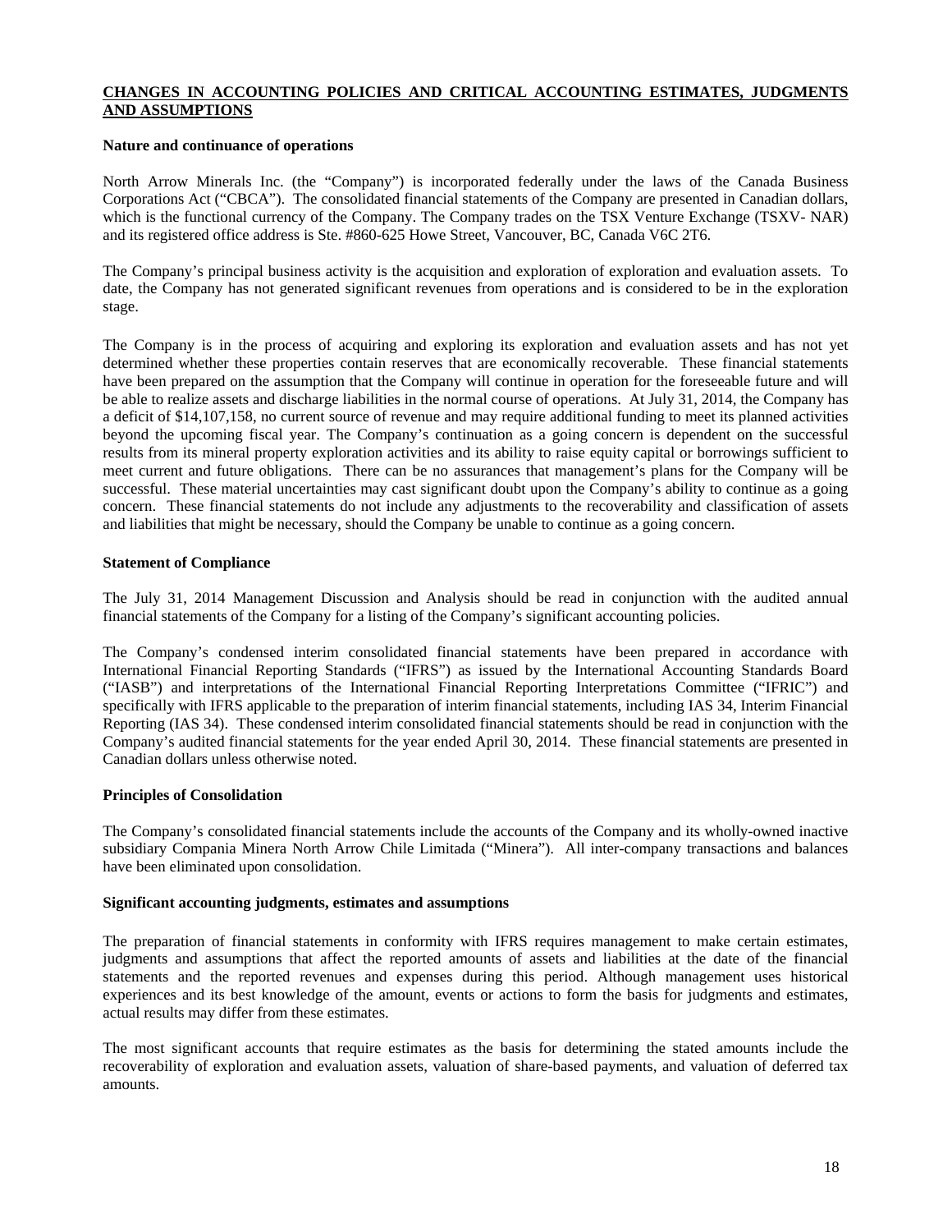## CHANGES IN ACCOUNTING POLICIES AND CRITICAL ACCOUNTING ESTIMATES, JUDGMENTS AND ASSUMPTIONS

### Nature and continuance of operations

North Arrow Minerals Inc. (the "Company") is incorporated federally under the laws of the Canada Business Corporations Act ("CBCA"). The consolidated financial statements of the Company are presented in Canadian dollars, which is the functional currency of the Company. The Company trades on the TSX Venture Exchange (TSXV- NAR) and its registered office address is Ste. #860-625 Howe Street, Vancouver, BC, Canada V6C 2T6.

The Company's principal business activity is the acquisition and exploration of exploration and evaluation assets. To date, the Company has not generated significant revenues from operations and is considered to be in the exploration stage.

The Company is in the process of acquiring and exploring its exploration and evaluation assets and has not yet determined whether these properties contain reserves that are economically recoverable. These financial statements have been prepared on the assumption that the Company will continue in operation for the foreseeable future and will be able to realize assets and discharge liabilities in the normal course of operations. At July 31, 2014, the Company has a deficit of $14,107,158, no current source of revenue and may require additional funding to meet its planned activities beyond the upcoming fiscal year. The Company's continuation as a going concern is dependent on the successful results from its mineral property exploration activities and its ability to raise equity capital or borrowings sufficient to meet current and future obligations. There can be no assurances that management's plans for the Company will be successful. These material uncertainties may cast significant doubt upon the Company's ability to continue as a going concern. These financial statements do not include any adjustments to the recoverability and classification of assets and liabilities that might be necessary, should the Company be unable to continue as a going concern.

### Statement of Compliance

The July 31, 2014 Management Discussion and Analysis should be read in conjunction with the audited annual financial statements of the Company for a listing of the Company's significant accounting policies.

The Company's condensed interim consolidated financial statements have been prepared in accordance with International Financial Reporting Standards ("IFRS") as issued by the International Accounting Standards Board ("IASB") and interpretations of the International Financial Reporting Interpretations Committee ("IFRIC") and specifically with IFRS applicable to the preparation of interim financial statements, including IAS 34, Interim Financial Reporting (IAS 34). These condensed interim consolidated financial statements should be read in conjunction with the Company's audited financial statements for the year ended April 30, 2014. These financial statements are presented in Canadian dollars unless otherwise noted.

### Principles of Consolidation

The Company's consolidated financial statements include the accounts of the Company and its wholly-owned inactive subsidiary Compania Minera North Arrow Chile Limitada ("Minera"). All inter-company transactions and balances have been eliminated upon consolidation.

### Significant accounting judgments, estimates and assumptions

The preparation of financial statements in conformity with IFRS requires management to make certain estimates, judgments and assumptions that affect the reported amounts of assets and liabilities at the date of the financial statements and the reported revenues and expenses during this period. Although management uses historical experiences and its best knowledge of the amount, events or actions to form the basis for judgments and estimates, actual results may differ from these estimates.

The most significant accounts that require estimates as the basis for determining the stated amounts include the recoverability of exploration and evaluation assets, valuation of share-based payments, and valuation of deferred tax amounts.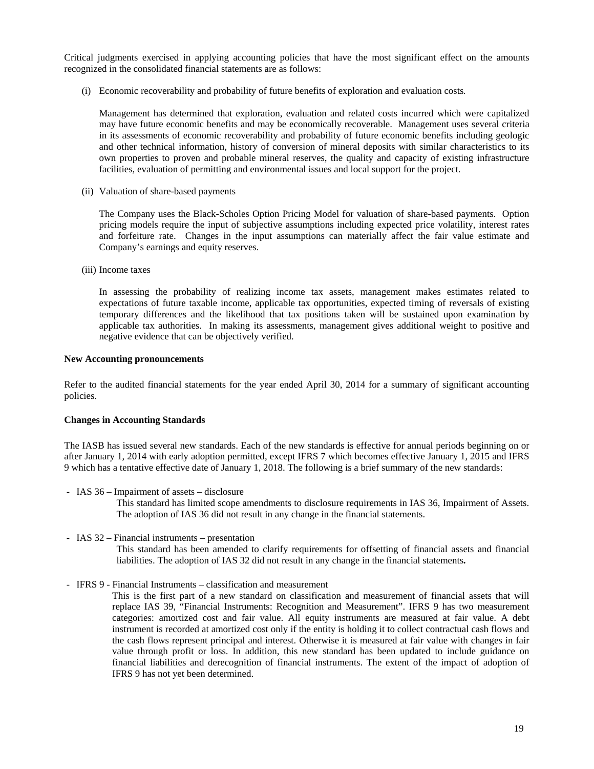Critical judgments exercised in applying accounting policies that have the most significant effect on the amounts recognized in the consolidated financial statements are as follows:

(i) Economic recoverability and probability of future benefits of exploration and evaluation costs*.*

Management has determined that exploration, evaluation and related costs incurred which were capitalized may have future economic benefits and may be economically recoverable. Management uses several criteria in its assessments of economic recoverability and probability of future economic benefits including geologic and other technical information, history of conversion of mineral deposits with similar characteristics to its own properties to proven and probable mineral reserves, the quality and capacity of existing infrastructure facilities, evaluation of permitting and environmental issues and local support for the project.

(ii) Valuation of share-based payments

The Company uses the Black-Scholes Option Pricing Model for valuation of share-based payments. Option pricing models require the input of subjective assumptions including expected price volatility, interest rates and forfeiture rate. Changes in the input assumptions can materially affect the fair value estimate and Company's earnings and equity reserves.

(iii) Income taxes

In assessing the probability of realizing income tax assets, management makes estimates related to expectations of future taxable income, applicable tax opportunities, expected timing of reversals of existing temporary differences and the likelihood that tax positions taken will be sustained upon examination by applicable tax authorities. In making its assessments, management gives additional weight to positive and negative evidence that can be objectively verified.

**New Accounting pronouncements**

Refer to the audited financial statements for the year ended April 30, 2014 for a summary of significant accounting policies.

**Changes in Accounting Standards**

The IASB has issued several new standards. Each of the new standards is effective for annual periods beginning on or after January 1, 2014 with early adoption permitted, except IFRS 7 which becomes effective January 1, 2015 and IFRS 9 which has a tentative effective date of January 1, 2018. The following is a brief summary of the new standards:

- IAS 36 – Impairment of assets – disclosure

  This standard has limited scope amendments to disclosure requirements in IAS 36, Impairment of Assets. The adoption of IAS 36 did not result in any change in the financial statements.

- IAS 32 – Financial instruments – presentation

  This standard has been amended to clarify requirements for offsetting of financial assets and financial liabilities. The adoption of IAS 32 did not result in any change in the financial statements**.**

- IFRS 9 - Financial Instruments – classification and measurement

  This is the first part of a new standard on classification and measurement of financial assets that will replace IAS 39, "Financial Instruments: Recognition and Measurement". IFRS 9 has two measurement categories: amortized cost and fair value. All equity instruments are measured at fair value. A debt instrument is recorded at amortized cost only if the entity is holding it to collect contractual cash flows and the cash flows represent principal and interest. Otherwise it is measured at fair value with changes in fair value through profit or loss. In addition, this new standard has been updated to include guidance on financial liabilities and derecognition of financial instruments. The extent of the impact of adoption of IFRS 9 has not yet been determined.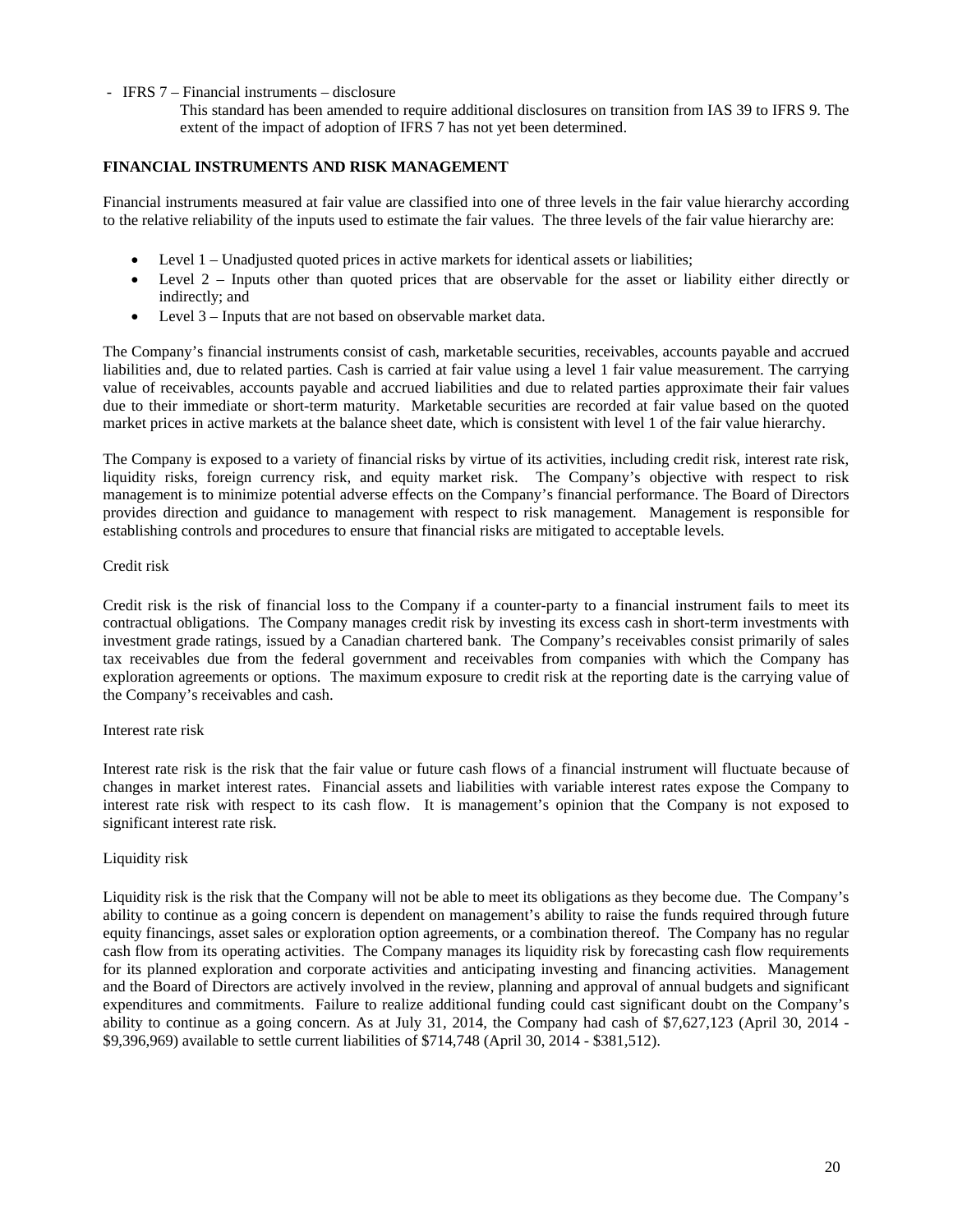- IFRS 7 – Financial instruments – disclosure

  This standard has been amended to require additional disclosures on transition from IAS 39 to IFRS 9. The extent of the impact of adoption of IFRS 7 has not yet been determined.

**FINANCIAL INSTRUMENTS AND RISK MANAGEMENT**

Financial instruments measured at fair value are classified into one of three levels in the fair value hierarchy according to the relative reliability of the inputs used to estimate the fair values. The three levels of the fair value hierarchy are:

- Level 1 – Unadjusted quoted prices in active markets for identical assets or liabilities;
- Level 2 – Inputs other than quoted prices that are observable for the asset or liability either directly or indirectly; and
- Level 3 – Inputs that are not based on observable market data.

The Company's financial instruments consist of cash, marketable securities, receivables, accounts payable and accrued liabilities and, due to related parties. Cash is carried at fair value using a level 1 fair value measurement. The carrying value of receivables, accounts payable and accrued liabilities and due to related parties approximate their fair values due to their immediate or short-term maturity. Marketable securities are recorded at fair value based on the quoted market prices in active markets at the balance sheet date, which is consistent with level 1 of the fair value hierarchy.

The Company is exposed to a variety of financial risks by virtue of its activities, including credit risk, interest rate risk, liquidity risks, foreign currency risk, and equity market risk. The Company's objective with respect to risk management is to minimize potential adverse effects on the Company's financial performance. The Board of Directors provides direction and guidance to management with respect to risk management. Management is responsible for establishing controls and procedures to ensure that financial risks are mitigated to acceptable levels.

Credit risk

Credit risk is the risk of financial loss to the Company if a counter-party to a financial instrument fails to meet its contractual obligations. The Company manages credit risk by investing its excess cash in short-term investments with investment grade ratings, issued by a Canadian chartered bank. The Company's receivables consist primarily of sales tax receivables due from the federal government and receivables from companies with which the Company has exploration agreements or options. The maximum exposure to credit risk at the reporting date is the carrying value of the Company's receivables and cash.

Interest rate risk

Interest rate risk is the risk that the fair value or future cash flows of a financial instrument will fluctuate because of changes in market interest rates. Financial assets and liabilities with variable interest rates expose the Company to interest rate risk with respect to its cash flow. It is management's opinion that the Company is not exposed to significant interest rate risk.

Liquidity risk

Liquidity risk is the risk that the Company will not be able to meet its obligations as they become due. The Company's ability to continue as a going concern is dependent on management's ability to raise the funds required through future equity financings, asset sales or exploration option agreements, or a combination thereof. The Company has no regular cash flow from its operating activities. The Company manages its liquidity risk by forecasting cash flow requirements for its planned exploration and corporate activities and anticipating investing and financing activities. Management and the Board of Directors are actively involved in the review, planning and approval of annual budgets and significant expenditures and commitments. Failure to realize additional funding could cast significant doubt on the Company's ability to continue as a going concern. As at July 31, 2014, the Company had cash of $7,627,123 (April 30, 2014 - $9,396,969) available to settle current liabilities of $714,748 (April 30, 2014 - $381,512).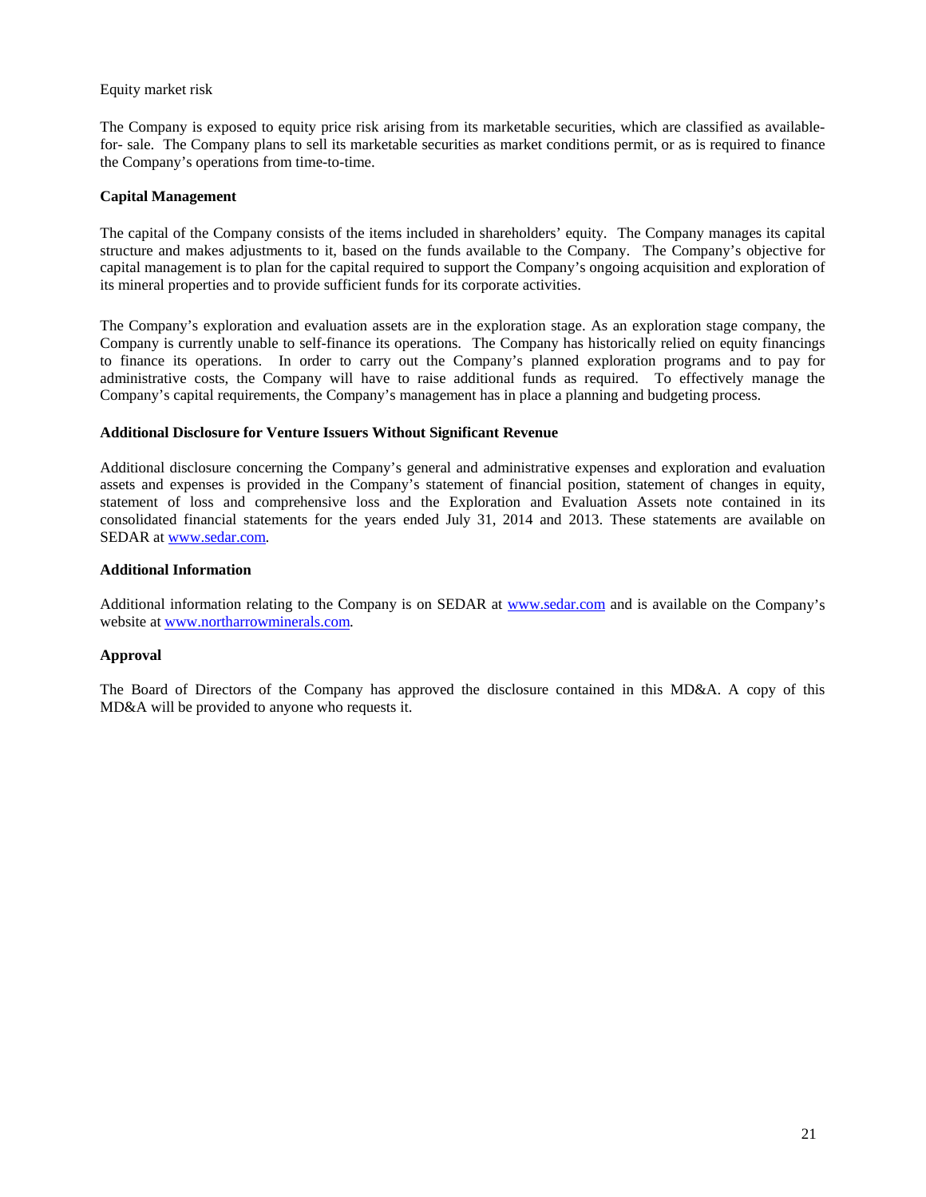Equity market risk

The Company is exposed to equity price risk arising from its marketable securities, which are classified as available-for- sale. The Company plans to sell its marketable securities as market conditions permit, or as is required to finance the Company's operations from time-to-time.

## Capital Management

The capital of the Company consists of the items included in shareholders' equity. The Company manages its capital structure and makes adjustments to it, based on the funds available to the Company. The Company's objective for capital management is to plan for the capital required to support the Company's ongoing acquisition and exploration of its mineral properties and to provide sufficient funds for its corporate activities.

The Company's exploration and evaluation assets are in the exploration stage. As an exploration stage company, the Company is currently unable to self-finance its operations. The Company has historically relied on equity financings to finance its operations. In order to carry out the Company's planned exploration programs and to pay for administrative costs, the Company will have to raise additional funds as required. To effectively manage the Company's capital requirements, the Company's management has in place a planning and budgeting process.

## Additional Disclosure for Venture Issuers Without Significant Revenue

Additional disclosure concerning the Company's general and administrative expenses and exploration and evaluation assets and expenses is provided in the Company's statement of financial position, statement of changes in equity, statement of loss and comprehensive loss and the Exploration and Evaluation Assets note contained in its consolidated financial statements for the years ended July 31, 2014 and 2013. These statements are available on SEDAR at www.sedar.com.

## Additional Information

Additional information relating to the Company is on SEDAR at www.sedar.com and is available on the Company's website at www.northarrowminerals.com.

## Approval

The Board of Directors of the Company has approved the disclosure contained in this MD&A. A copy of this MD&A will be provided to anyone who requests it.